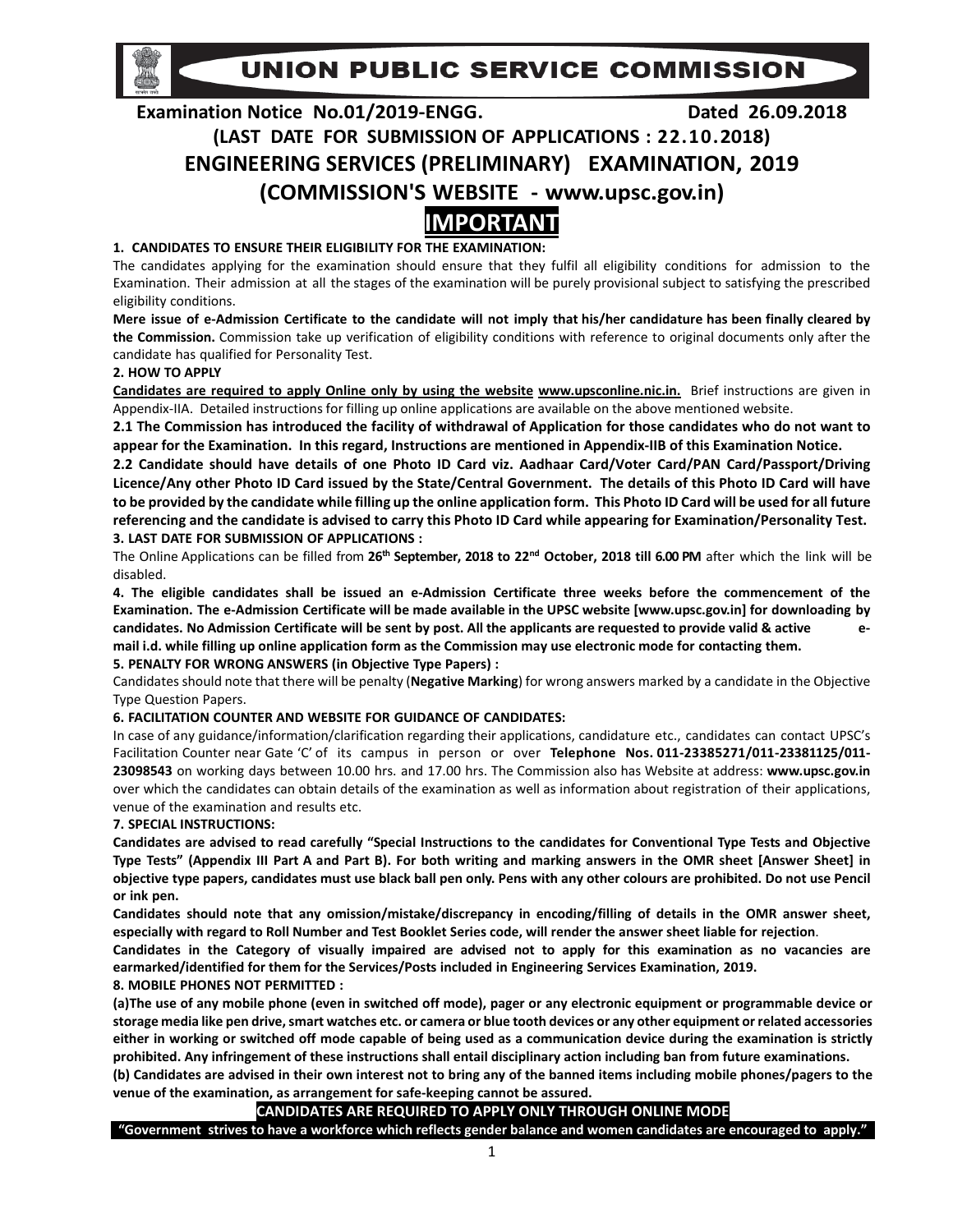# UNION PUBLIC SERVICE COMMISSION

**Examination Notice No.01/2019-ENGG. Dated 26.09.2018**

## (LAST DATE FOR SUBMISSION OF APPLICATIONS : 22.10.2018)

## ENGINEERING SERVICES (PRELIMINARY) EXAMINATION, 2019

## (COMMISSION'S WEBSITE - www.upsc.gov.in)

# IMPORTANT

**1. CANDIDATES TO ENSURE THEIR ELIGIBILITY FOR THE EXAMINATION:**

The candidates applying for the examination should ensure that they fulfil all eligibility conditions for admission to the Examination. Their admission at all the stages of the examination will be purely provisional subject to satisfying the prescribed eligibility conditions.

**Mere issue of e-Admission Certificate to the candidate will not imply that his/her candidature has been finally cleared by the Commission.** Commission take up verification of eligibility conditions with reference to original documents only after the candidate has qualified for Personality Test.

**2. HOW TO APPLY**

**Candidates are required to apply Online only by using the website www.upsconline.nic.in.** Brief instructions are given in Appendix-IIA. Detailed instructions for filling up online applications are available on the above mentioned website.

**2.1 The Commission has introduced the facility of withdrawal of Application for those candidates who do not want to appear for the Examination. In this regard, Instructions are mentioned in Appendix-IIB of this Examination Notice.**

**2.2 Candidate should have details of one Photo ID Card viz. Aadhaar Card/Voter Card/PAN Card/Passport/Driving Licence/Any other Photo ID Card issued by the State/Central Government. The details of this Photo ID Card will have to be provided by the candidate while filling up the online application form. This Photo ID Card will be used for all future referencing and the candidate is advised to carry this Photo ID Card while appearing for Examination/Personality Test.**

**3. LAST DATE FOR SUBMISSION OF APPLICATIONS :**

The Online Applications can be filled from **26th September, 2018 to 22nd October, 2018 till 6.00 PM** after which the link will be disabled.

**4. The eligible candidates shall be issued an e-Admission Certificate three weeks before the commencement of the Examination. The e-Admission Certificate will be made available in the UPSC website [www.upsc.gov.in] for downloading by candidates. No Admission Certificate will be sent by post. All the applicants are requested to provide valid & active e-mail i.d. while filling up online application form as the Commission may use electronic mode for contacting them.**

**5. PENALTY FOR WRONG ANSWERS (in Objective Type Papers) :**

Candidates should note that there will be penalty (**Negative Marking**) for wrong answers marked by a candidate in the Objective Type Question Papers.

**6. FACILITATION COUNTER AND WEBSITE FOR GUIDANCE OF CANDIDATES:**

In case of any guidance/information/clarification regarding their applications, candidature etc., candidates can contact UPSC's Facilitation Counter near Gate 'C' of its campus in person or over **Telephone Nos. 011-23385271/011-23381125/011-23098543** on working days between 10.00 hrs. and 17.00 hrs. The Commission also has Website at address: **www.upsc.gov.in** over which the candidates can obtain details of the examination as well as information about registration of their applications, venue of the examination and results etc.

**7. SPECIAL INSTRUCTIONS:**

**Candidates are advised to read carefully "Special Instructions to the candidates for Conventional Type Tests and Objective Type Tests" (Appendix III Part A and Part B). For both writing and marking answers in the OMR sheet [Answer Sheet] in objective type papers, candidates must use black ball pen only. Pens with any other colours are prohibited. Do not use Pencil or ink pen.**

**Candidates should note that any omission/mistake/discrepancy in encoding/filling of details in the OMR answer sheet, especially with regard to Roll Number and Test Booklet Series code, will render the answer sheet liable for rejection**.

**Candidates in the Category of visually impaired are advised not to apply for this examination as no vacancies are earmarked/identified for them for the Services/Posts included in Engineering Services Examination, 2019.**

**8. MOBILE PHONES NOT PERMITTED :**

**(a)The use of any mobile phone (even in switched off mode), pager or any electronic equipment or programmable device or storage media like pen drive, smart watches etc. or camera or blue tooth devices or any other equipment or related accessories either in working or switched off mode capable of being used as a communication device during the examination is strictly prohibited. Any infringement of these instructions shall entail disciplinary action including ban from future examinations.**

**(b) Candidates are advised in their own interest not to bring any of the banned items including mobile phones/pagers to the venue of the examination, as arrangement for safe-keeping cannot be assured.**

**CANDIDATES ARE REQUIRED TO APPLY ONLY THROUGH ONLINE MODE**

**"Government strives to have a workforce which reflects gender balance and women candidates are encouraged to apply."**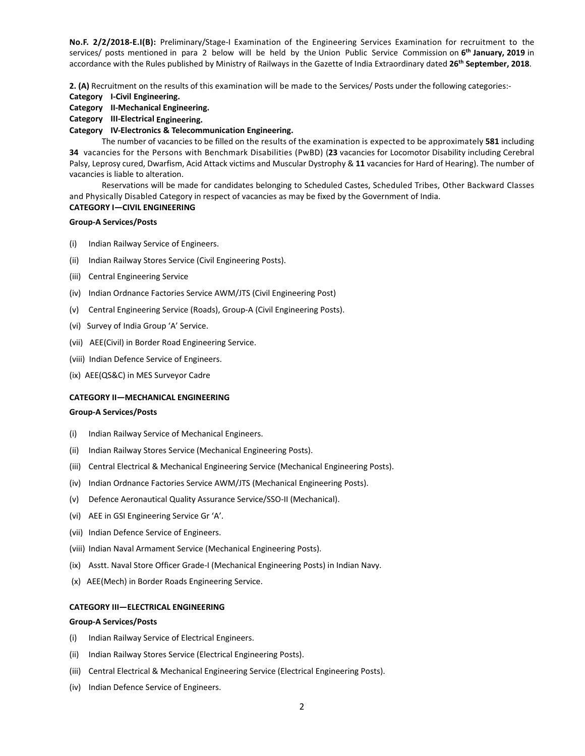**No.F. 2/2/2018-E.I(B):** Preliminary/Stage-I Examination of the Engineering Services Examination for recruitment to the services/ posts mentioned in para 2 below will be held by the Union Public Service Commission on **6th January, 2019** in accordance with the Rules published by Ministry of Railways in the Gazette of India Extraordinary dated **26th September, 2018**.

**2. (A)** Recruitment on the results of this examination will be made to the Services/ Posts under the following categories:-

**Category I-Civil Engineering.**

**Category II-Mechanical Engineering.**

**Category III-Electrical Engineering.**

**Category IV-Electronics & Telecommunication Engineering.**

The number of vacancies to be filled on the results of the examination is expected to be approximately **581** including **34** vacancies for the Persons with Benchmark Disabilities (PwBD) (**23** vacancies for Locomotor Disability including Cerebral Palsy, Leprosy cured, Dwarfism, Acid Attack victims and Muscular Dystrophy & **11** vacancies for Hard of Hearing). The number of vacancies is liable to alteration.

Reservations will be made for candidates belonging to Scheduled Castes, Scheduled Tribes, Other Backward Classes and Physically Disabled Category in respect of vacancies as may be fixed by the Government of India.

**CATEGORY I—CIVIL ENGINEERING**

**Group-A Services/Posts**

(i) Indian Railway Service of Engineers.

(ii) Indian Railway Stores Service (Civil Engineering Posts).

(iii) Central Engineering Service

(iv) Indian Ordnance Factories Service AWM/JTS (Civil Engineering Post)

(v) Central Engineering Service (Roads), Group-A (Civil Engineering Posts).

(vi) Survey of India Group 'A' Service.

(vii) AEE(Civil) in Border Road Engineering Service.

(viii) Indian Defence Service of Engineers.

(ix) AEE(QS&C) in MES Surveyor Cadre

**CATEGORY II—MECHANICAL ENGINEERING**

**Group-A Services/Posts**

(i) Indian Railway Service of Mechanical Engineers.

(ii) Indian Railway Stores Service (Mechanical Engineering Posts).

(iii) Central Electrical & Mechanical Engineering Service (Mechanical Engineering Posts).

(iv) Indian Ordnance Factories Service AWM/JTS (Mechanical Engineering Posts).

(v) Defence Aeronautical Quality Assurance Service/SSO-II (Mechanical).

(vi) AEE in GSI Engineering Service Gr 'A'.

(vii) Indian Defence Service of Engineers.

(viii) Indian Naval Armament Service (Mechanical Engineering Posts).

(ix) Asstt. Naval Store Officer Grade-I (Mechanical Engineering Posts) in Indian Navy.

(x) AEE(Mech) in Border Roads Engineering Service.

**CATEGORY III—ELECTRICAL ENGINEERING**

**Group-A Services/Posts**

(i) Indian Railway Service of Electrical Engineers.

(ii) Indian Railway Stores Service (Electrical Engineering Posts).

(iii) Central Electrical & Mechanical Engineering Service (Electrical Engineering Posts).

(iv) Indian Defence Service of Engineers.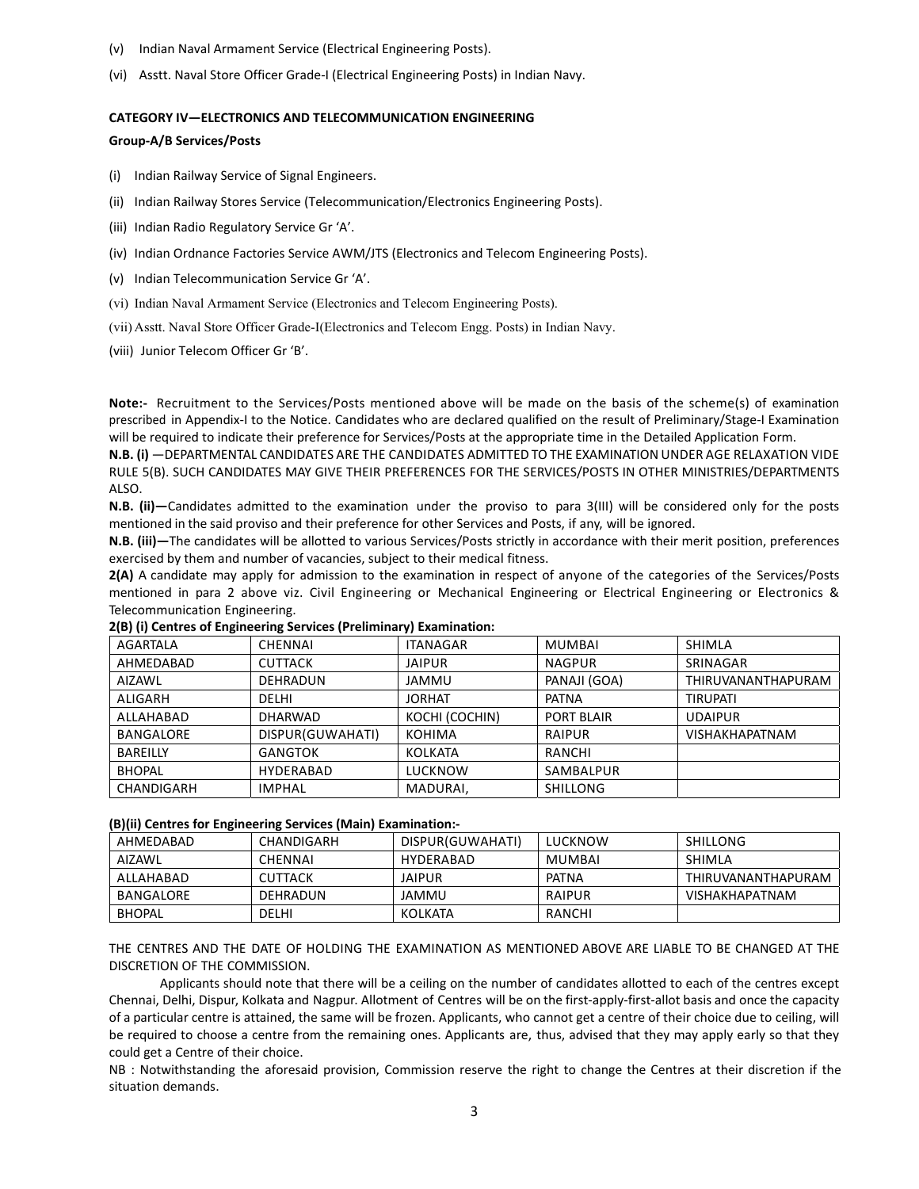(v) Indian Naval Armament Service (Electrical Engineering Posts).

(vi) Asstt. Naval Store Officer Grade-I (Electrical Engineering Posts) in Indian Navy.

**CATEGORY IV—ELECTRONICS AND TELECOMMUNICATION ENGINEERING**

**Group-A/B Services/Posts**

(i) Indian Railway Service of Signal Engineers.

(ii) Indian Railway Stores Service (Telecommunication/Electronics Engineering Posts).

(iii) Indian Radio Regulatory Service Gr 'A'.

(iv) Indian Ordnance Factories Service AWM/JTS (Electronics and Telecom Engineering Posts).

(v) Indian Telecommunication Service Gr 'A'.

(vi) Indian Naval Armament Service (Electronics and Telecom Engineering Posts).

(vii) Asstt. Naval Store Officer Grade-I(Electronics and Telecom Engg. Posts) in Indian Navy.

(viii) Junior Telecom Officer Gr 'B'.

**Note:-** Recruitment to the Services/Posts mentioned above will be made on the basis of the scheme(s) of examination prescribed in Appendix-I to the Notice. Candidates who are declared qualified on the result of Preliminary/Stage-I Examination will be required to indicate their preference for Services/Posts at the appropriate time in the Detailed Application Form.

**N.B. (i)** —DEPARTMENTAL CANDIDATES ARE THE CANDIDATES ADMITTED TO THE EXAMINATION UNDER AGE RELAXATION VIDE RULE 5(B). SUCH CANDIDATES MAY GIVE THEIR PREFERENCES FOR THE SERVICES/POSTS IN OTHER MINISTRIES/DEPARTMENTS ALSO.

**N.B. (ii)—**Candidates admitted to the examination under the proviso to para 3(III) will be considered only for the posts mentioned in the said proviso and their preference for other Services and Posts, if any, will be ignored.

**N.B. (iii)—**The candidates will be allotted to various Services/Posts strictly in accordance with their merit position, preferences exercised by them and number of vacancies, subject to their medical fitness.

**2(A)** A candidate may apply for admission to the examination in respect of anyone of the categories of the Services/Posts mentioned in para 2 above viz. Civil Engineering or Mechanical Engineering or Electrical Engineering or Electronics & Telecommunication Engineering.

**2(B) (i) Centres of Engineering Services (Preliminary) Examination:**

| | | | | |
|---|---|---|---|---|
| AGARTALA | CHENNAI | ITANAGAR | MUMBAI | SHIMLA |
| AHMEDABAD | CUTTACK | JAIPUR | NAGPUR | SRINAGAR |
| AIZAWL | DEHRADUN | JAMMU | PANAJI (GOA) | THIRUVANANTHAPURAM |
| ALIGARH | DELHI | JORHAT | PATNA | TIRUPATI |
| ALLAHABAD | DHARWAD | KOCHI (COCHIN) | PORT BLAIR | UDAIPUR |
| BANGALORE | DISPUR(GUWAHATI) | KOHIMA | RAIPUR | VISHAKHAPATNAM |
| BAREILLY | GANGTOK | KOLKATA | RANCHI | |
| BHOPAL | HYDERABAD | LUCKNOW | SAMBALPUR | |
| CHANDIGARH | IMPHAL | MADURAI, | SHILLONG | |

**(B)(ii) Centres for Engineering Services (Main) Examination:-**

| | | | | |
|---|---|---|---|---|
| AHMEDABAD | CHANDIGARH | DISPUR(GUWAHATI) | LUCKNOW | SHILLONG |
| AIZAWL | CHENNAI | HYDERABAD | MUMBAI | SHIMLA |
| ALLAHABAD | CUTTACK | JAIPUR | PATNA | THIRUVANANTHAPURAM |
| BANGALORE | DEHRADUN | JAMMU | RAIPUR | VISHAKHAPATNAM |
| BHOPAL | DELHI | KOLKATA | RANCHI | |

THE CENTRES AND THE DATE OF HOLDING THE EXAMINATION AS MENTIONED ABOVE ARE LIABLE TO BE CHANGED AT THE DISCRETION OF THE COMMISSION.

Applicants should note that there will be a ceiling on the number of candidates allotted to each of the centres except Chennai, Delhi, Dispur, Kolkata and Nagpur. Allotment of Centres will be on the first-apply-first-allot basis and once the capacity of a particular centre is attained, the same will be frozen. Applicants, who cannot get a centre of their choice due to ceiling, will be required to choose a centre from the remaining ones. Applicants are, thus, advised that they may apply early so that they could get a Centre of their choice.

NB : Notwithstanding the aforesaid provision, Commission reserve the right to change the Centres at their discretion if the situation demands.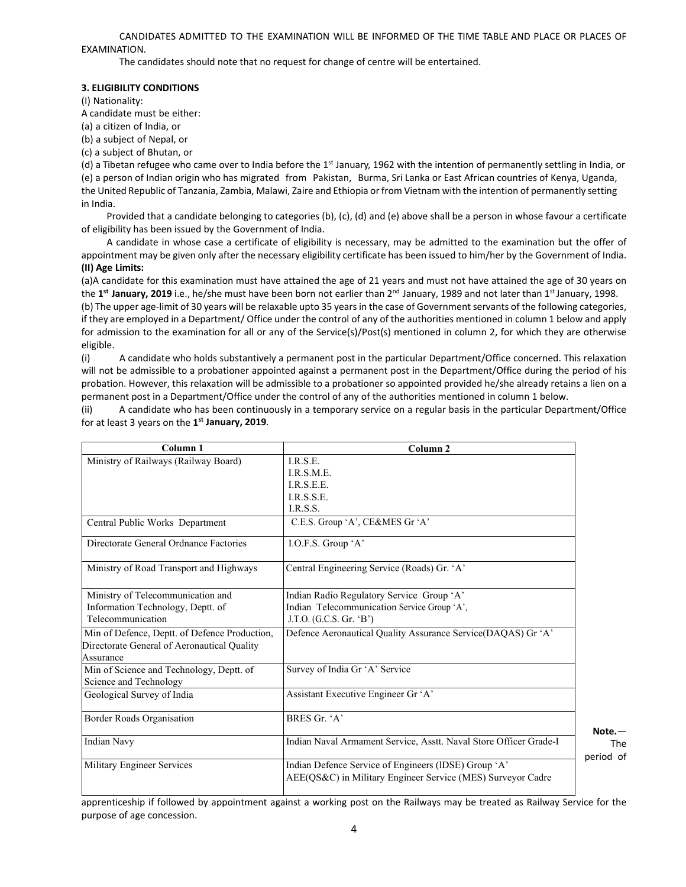CANDIDATES ADMITTED TO THE EXAMINATION WILL BE INFORMED OF THE TIME TABLE AND PLACE OR PLACES OF EXAMINATION.

The candidates should note that no request for change of centre will be entertained.

**3. ELIGIBILITY CONDITIONS**

(I) Nationality:

A candidate must be either:

(a) a citizen of India, or

(b) a subject of Nepal, or

(c) a subject of Bhutan, or

(d) a Tibetan refugee who came over to India before the 1st January, 1962 with the intention of permanently settling in India, or

(e) a person of Indian origin who has migrated from Pakistan, Burma, Sri Lanka or East African countries of Kenya, Uganda, the United Republic of Tanzania, Zambia, Malawi, Zaire and Ethiopia or from Vietnam with the intention of permanently setting in India.

Provided that a candidate belonging to categories (b), (c), (d) and (e) above shall be a person in whose favour a certificate of eligibility has been issued by the Government of India.

A candidate in whose case a certificate of eligibility is necessary, may be admitted to the examination but the offer of appointment may be given only after the necessary eligibility certificate has been issued to him/her by the Government of India.

**(II) Age Limits:**

(a)A candidate for this examination must have attained the age of 21 years and must not have attained the age of 30 years on the **1st January, 2019** i.e., he/she must have been born not earlier than 2nd January, 1989 and not later than 1st January, 1998.

(b) The upper age-limit of 30 years will be relaxable upto 35 years in the case of Government servants of the following categories, if they are employed in a Department/ Office under the control of any of the authorities mentioned in column 1 below and apply for admission to the examination for all or any of the Service(s)/Post(s) mentioned in column 2, for which they are otherwise eligible.

(i) A candidate who holds substantively a permanent post in the particular Department/Office concerned. This relaxation will not be admissible to a probationer appointed against a permanent post in the Department/Office during the period of his probation. However, this relaxation will be admissible to a probationer so appointed provided he/she already retains a lien on a permanent post in a Department/Office under the control of any of the authorities mentioned in column 1 below.

(ii) A candidate who has been continuously in a temporary service on a regular basis in the particular Department/Office for at least 3 years on the **1st January, 2019**.

| Column 1 | Column 2 |
|---|---|
| Ministry of Railways (Railway Board) | I.R.S.E.<br>I.R.S.M.E.<br>I.R.S.E.E.<br>I.R.S.S.E.<br>I.R.S.S. |
| Central Public Works Department | C.E.S. Group 'A', CE&MES Gr 'A' |
| Directorate General Ordnance Factories | I.O.F.S. Group 'A' |
| Ministry of Road Transport and Highways | Central Engineering Service (Roads) Gr. 'A' |
| Ministry of Telecommunication and Information Technology, Deptt. of Telecommunication | Indian Radio Regulatory Service Group 'A'<br>Indian Telecommunication Service Group 'A',<br>J.T.O. (G.C.S. Gr. 'B') |
| Min of Defence, Deptt. of Defence Production, Directorate General of Aeronautical Quality Assurance | Defence Aeronautical Quality Assurance Service(DAQAS) Gr 'A' |
| Min of Science and Technology, Deptt. of Science and Technology | Survey of India Gr 'A' Service |
| Geological Survey of India | Assistant Executive Engineer Gr 'A' |
| Border Roads Organisation | BRES Gr. 'A' |
| Indian Navy | Indian Naval Armament Service, Asstt. Naval Store Officer Grade-I |
| Military Engineer Services | Indian Defence Service of Engineers (IDSE) Group 'A'<br>AEE(QS&C) in Military Engineer Service (MES) Surveyor Cadre |

**Note.**— The period of apprenticeship if followed by appointment against a working post on the Railways may be treated as Railway Service for the purpose of age concession.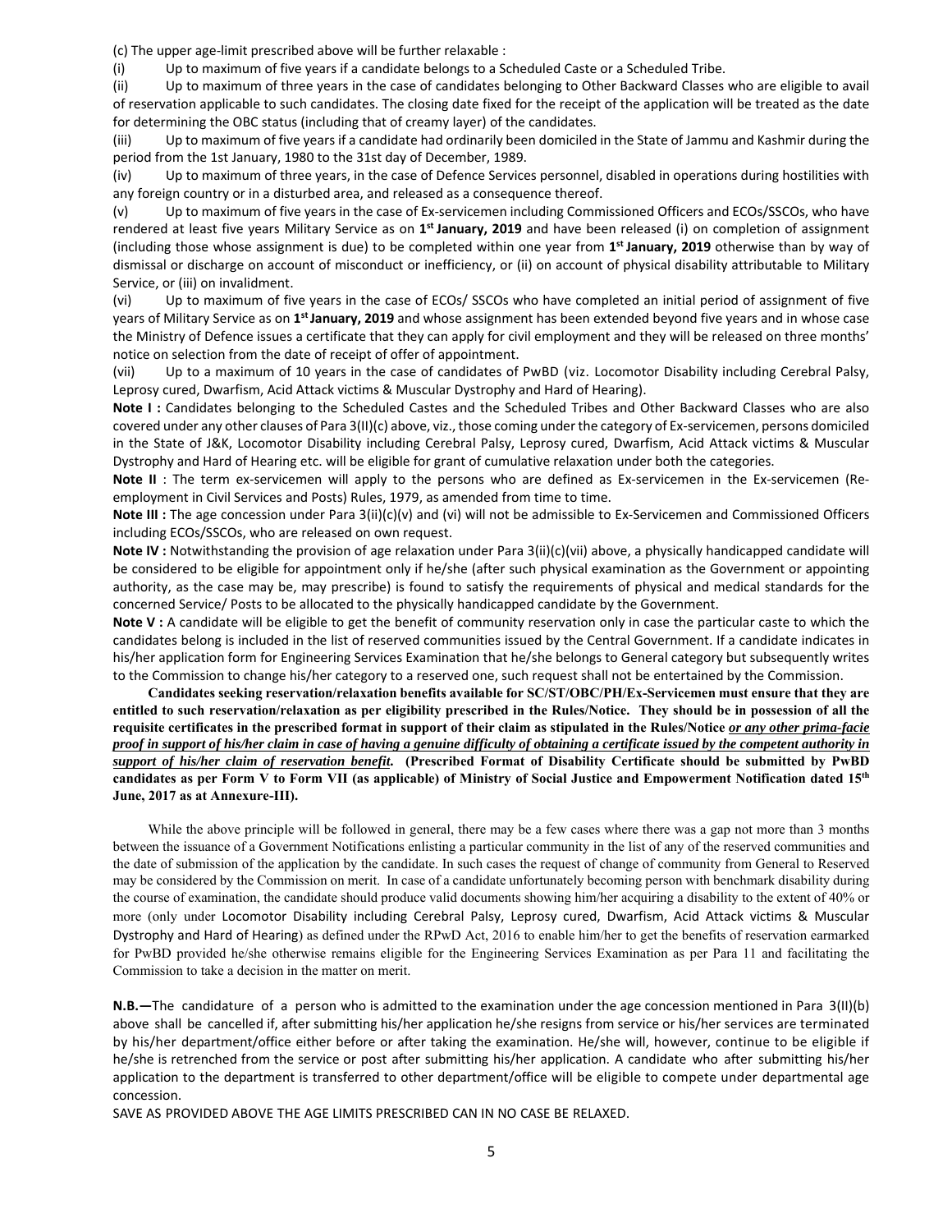(c) The upper age-limit prescribed above will be further relaxable :

(i) Up to maximum of five years if a candidate belongs to a Scheduled Caste or a Scheduled Tribe.

(ii) Up to maximum of three years in the case of candidates belonging to Other Backward Classes who are eligible to avail of reservation applicable to such candidates. The closing date fixed for the receipt of the application will be treated as the date for determining the OBC status (including that of creamy layer) of the candidates.

(iii) Up to maximum of five years if a candidate had ordinarily been domiciled in the State of Jammu and Kashmir during the period from the 1st January, 1980 to the 31st day of December, 1989.

(iv) Up to maximum of three years, in the case of Defence Services personnel, disabled in operations during hostilities with any foreign country or in a disturbed area, and released as a consequence thereof.

(v) Up to maximum of five years in the case of Ex-servicemen including Commissioned Officers and ECOs/SSCOs, who have rendered at least five years Military Service as on **1st January, 2019** and have been released (i) on completion of assignment (including those whose assignment is due) to be completed within one year from **1st January, 2019** otherwise than by way of dismissal or discharge on account of misconduct or inefficiency, or (ii) on account of physical disability attributable to Military Service, or (iii) on invalidment.

(vi) Up to maximum of five years in the case of ECOs/ SSCOs who have completed an initial period of assignment of five years of Military Service as on **1st January, 2019** and whose assignment has been extended beyond five years and in whose case the Ministry of Defence issues a certificate that they can apply for civil employment and they will be released on three months' notice on selection from the date of receipt of offer of appointment.

(vii) Up to a maximum of 10 years in the case of candidates of PwBD (viz. Locomotor Disability including Cerebral Palsy, Leprosy cured, Dwarfism, Acid Attack victims & Muscular Dystrophy and Hard of Hearing).

**Note I :** Candidates belonging to the Scheduled Castes and the Scheduled Tribes and Other Backward Classes who are also covered under any other clauses of Para 3(II)(c) above, viz., those coming under the category of Ex-servicemen, persons domiciled in the State of J&K, Locomotor Disability including Cerebral Palsy, Leprosy cured, Dwarfism, Acid Attack victims & Muscular Dystrophy and Hard of Hearing etc. will be eligible for grant of cumulative relaxation under both the categories.

**Note II** : The term ex-servicemen will apply to the persons who are defined as Ex-servicemen in the Ex-servicemen (Re-employment in Civil Services and Posts) Rules, 1979, as amended from time to time.

**Note III :** The age concession under Para 3(ii)(c)(v) and (vi) will not be admissible to Ex-Servicemen and Commissioned Officers including ECOs/SSCOs, who are released on own request.

**Note IV :** Notwithstanding the provision of age relaxation under Para 3(ii)(c)(vii) above, a physically handicapped candidate will be considered to be eligible for appointment only if he/she (after such physical examination as the Government or appointing authority, as the case may be, may prescribe) is found to satisfy the requirements of physical and medical standards for the concerned Service/ Posts to be allocated to the physically handicapped candidate by the Government.

**Note V :** A candidate will be eligible to get the benefit of community reservation only in case the particular caste to which the candidates belong is included in the list of reserved communities issued by the Central Government. If a candidate indicates in his/her application form for Engineering Services Examination that he/she belongs to General category but subsequently writes to the Commission to change his/her category to a reserved one, such request shall not be entertained by the Commission.

**Candidates seeking reservation/relaxation benefits available for SC/ST/OBC/PH/Ex-Servicemen must ensure that they are entitled to such reservation/relaxation as per eligibility prescribed in the Rules/Notice. They should be in possession of all the requisite certificates in the prescribed format in support of their claim as stipulated in the Rules/Notice *or any other prima-facie proof in support of his/her claim in case of having a genuine difficulty of obtaining a certificate issued by the competent authority in support of his/her claim of reservation benefit.* (Prescribed Format of Disability Certificate should be submitted by PwBD candidates as per Form V to Form VII (as applicable) of Ministry of Social Justice and Empowerment Notification dated 15th June, 2017 as at Annexure-III).**

While the above principle will be followed in general, there may be a few cases where there was a gap not more than 3 months between the issuance of a Government Notifications enlisting a particular community in the list of any of the reserved communities and the date of submission of the application by the candidate. In such cases the request of change of community from General to Reserved may be considered by the Commission on merit. In case of a candidate unfortunately becoming person with benchmark disability during the course of examination, the candidate should produce valid documents showing him/her acquiring a disability to the extent of 40% or more (only under Locomotor Disability including Cerebral Palsy, Leprosy cured, Dwarfism, Acid Attack victims & Muscular Dystrophy and Hard of Hearing) as defined under the RPwD Act, 2016 to enable him/her to get the benefits of reservation earmarked for PwBD provided he/she otherwise remains eligible for the Engineering Services Examination as per Para 11 and facilitating the Commission to take a decision in the matter on merit.

**N.B.—**The candidature of a person who is admitted to the examination under the age concession mentioned in Para 3(II)(b) above shall be cancelled if, after submitting his/her application he/she resigns from service or his/her services are terminated by his/her department/office either before or after taking the examination. He/She will, however, continue to be eligible if he/she is retrenched from the service or post after submitting his/her application. A candidate who after submitting his/her application to the department is transferred to other department/office will be eligible to compete under departmental age concession.

SAVE AS PROVIDED ABOVE THE AGE LIMITS PRESCRIBED CAN IN NO CASE BE RELAXED.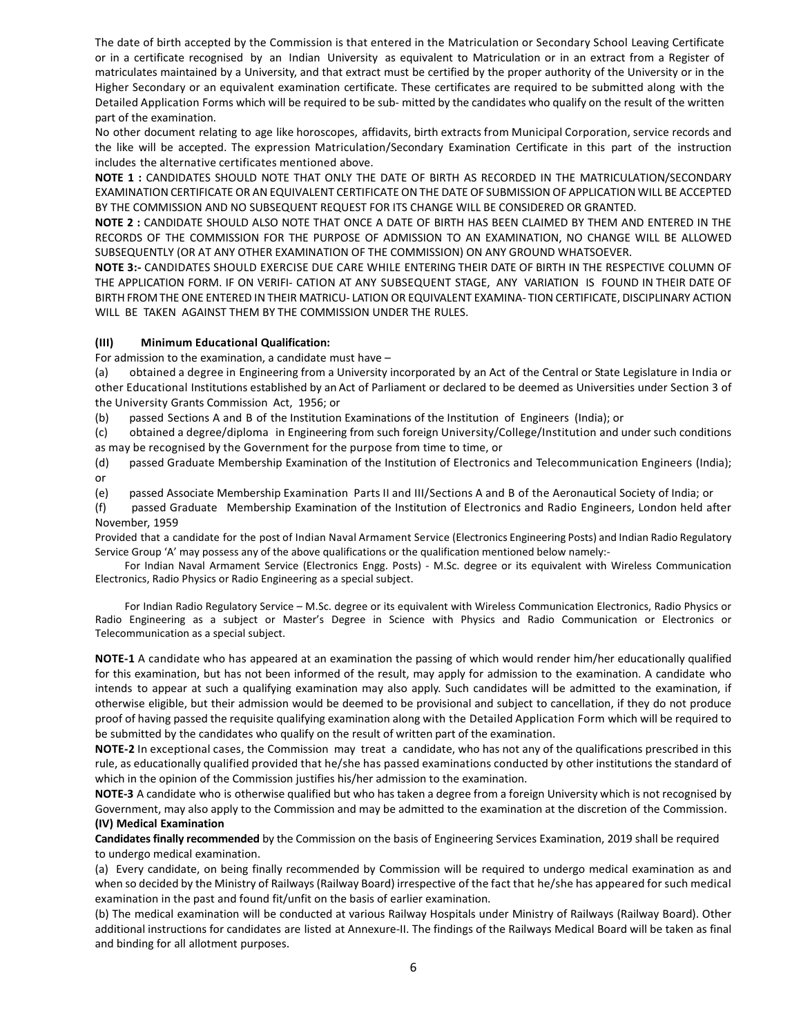The date of birth accepted by the Commission is that entered in the Matriculation or Secondary School Leaving Certificate or in a certificate recognised by an Indian University as equivalent to Matriculation or in an extract from a Register of matriculates maintained by a University, and that extract must be certified by the proper authority of the University or in the Higher Secondary or an equivalent examination certificate. These certificates are required to be submitted along with the Detailed Application Forms which will be required to be sub- mitted by the candidates who qualify on the result of the written part of the examination.

No other document relating to age like horoscopes, affidavits, birth extracts from Municipal Corporation, service records and the like will be accepted. The expression Matriculation/Secondary Examination Certificate in this part of the instruction includes the alternative certificates mentioned above.

**NOTE 1 :** CANDIDATES SHOULD NOTE THAT ONLY THE DATE OF BIRTH AS RECORDED IN THE MATRICULATION/SECONDARY EXAMINATION CERTIFICATE OR AN EQUIVALENT CERTIFICATE ON THE DATE OF SUBMISSION OF APPLICATION WILL BE ACCEPTED BY THE COMMISSION AND NO SUBSEQUENT REQUEST FOR ITS CHANGE WILL BE CONSIDERED OR GRANTED.

**NOTE 2 :** CANDIDATE SHOULD ALSO NOTE THAT ONCE A DATE OF BIRTH HAS BEEN CLAIMED BY THEM AND ENTERED IN THE RECORDS OF THE COMMISSION FOR THE PURPOSE OF ADMISSION TO AN EXAMINATION, NO CHANGE WILL BE ALLOWED SUBSEQUENTLY (OR AT ANY OTHER EXAMINATION OF THE COMMISSION) ON ANY GROUND WHATSOEVER.

**NOTE 3:-** CANDIDATES SHOULD EXERCISE DUE CARE WHILE ENTERING THEIR DATE OF BIRTH IN THE RESPECTIVE COLUMN OF THE APPLICATION FORM. IF ON VERIFI- CATION AT ANY SUBSEQUENT STAGE, ANY VARIATION IS FOUND IN THEIR DATE OF BIRTH FROM THE ONE ENTERED IN THEIR MATRICU- LATION OR EQUIVALENT EXAMINA- TION CERTIFICATE, DISCIPLINARY ACTION WILL BE TAKEN AGAINST THEM BY THE COMMISSION UNDER THE RULES.

**(III) Minimum Educational Qualification:**

For admission to the examination, a candidate must have –

(a) obtained a degree in Engineering from a University incorporated by an Act of the Central or State Legislature in India or other Educational Institutions established by an Act of Parliament or declared to be deemed as Universities under Section 3 of the University Grants Commission Act, 1956; or

(b) passed Sections A and B of the Institution Examinations of the Institution of Engineers (India); or

(c) obtained a degree/diploma in Engineering from such foreign University/College/Institution and under such conditions as may be recognised by the Government for the purpose from time to time, or

(d) passed Graduate Membership Examination of the Institution of Electronics and Telecommunication Engineers (India); or

(e) passed Associate Membership Examination Parts II and III/Sections A and B of the Aeronautical Society of India; or

(f) passed Graduate Membership Examination of the Institution of Electronics and Radio Engineers, London held after November, 1959

Provided that a candidate for the post of Indian Naval Armament Service (Electronics Engineering Posts) and Indian Radio Regulatory Service Group 'A' may possess any of the above qualifications or the qualification mentioned below namely:-

For Indian Naval Armament Service (Electronics Engg. Posts) - M.Sc. degree or its equivalent with Wireless Communication Electronics, Radio Physics or Radio Engineering as a special subject.

For Indian Radio Regulatory Service – M.Sc. degree or its equivalent with Wireless Communication Electronics, Radio Physics or Radio Engineering as a subject or Master's Degree in Science with Physics and Radio Communication or Electronics or Telecommunication as a special subject.

**NOTE-1** A candidate who has appeared at an examination the passing of which would render him/her educationally qualified for this examination, but has not been informed of the result, may apply for admission to the examination. A candidate who intends to appear at such a qualifying examination may also apply. Such candidates will be admitted to the examination, if otherwise eligible, but their admission would be deemed to be provisional and subject to cancellation, if they do not produce proof of having passed the requisite qualifying examination along with the Detailed Application Form which will be required to be submitted by the candidates who qualify on the result of written part of the examination.

**NOTE-2** In exceptional cases, the Commission may treat a candidate, who has not any of the qualifications prescribed in this rule, as educationally qualified provided that he/she has passed examinations conducted by other institutions the standard of which in the opinion of the Commission justifies his/her admission to the examination.

**NOTE-3** A candidate who is otherwise qualified but who has taken a degree from a foreign University which is not recognised by Government, may also apply to the Commission and may be admitted to the examination at the discretion of the Commission.

**(IV) Medical Examination**

**Candidates finally recommended** by the Commission on the basis of Engineering Services Examination, 2019 shall be required to undergo medical examination.

(a) Every candidate, on being finally recommended by Commission will be required to undergo medical examination as and when so decided by the Ministry of Railways (Railway Board) irrespective of the fact that he/she has appeared for such medical examination in the past and found fit/unfit on the basis of earlier examination.

(b) The medical examination will be conducted at various Railway Hospitals under Ministry of Railways (Railway Board). Other additional instructions for candidates are listed at Annexure-II. The findings of the Railways Medical Board will be taken as final and binding for all allotment purposes.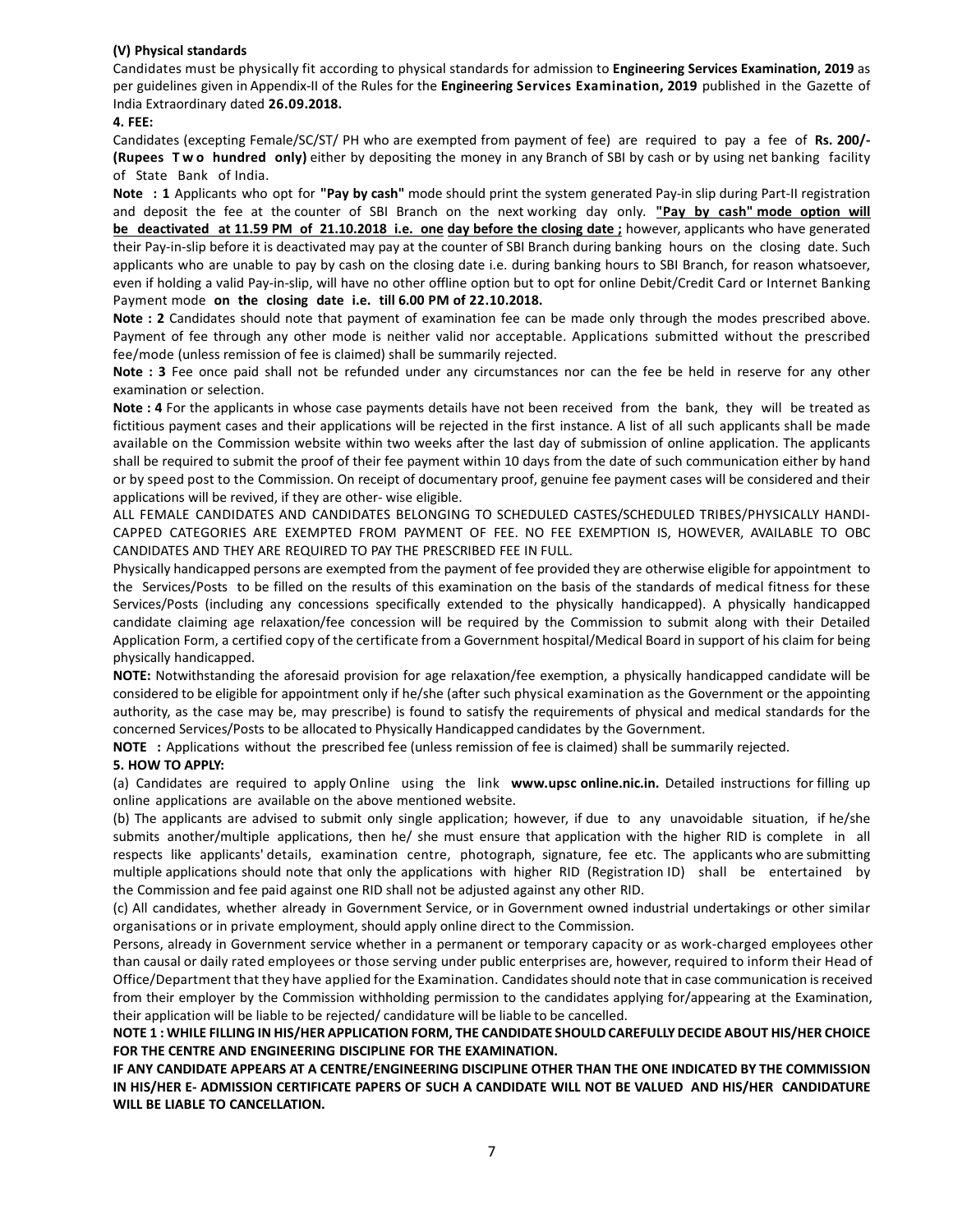**(V) Physical standards**

Candidates must be physically fit according to physical standards for admission to **Engineering Services Examination, 2019** as per guidelines given in Appendix-II of the Rules for the **Engineering Services Examination, 2019** published in the Gazette of India Extraordinary dated **26.09.2018.**

**4. FEE:**

Candidates (excepting Female/SC/ST/ PH who are exempted from payment of fee) are required to pay a fee of **Rs. 200/- (Rupees Two hundred only)** either by depositing the money in any Branch of SBI by cash or by using net banking facility of State Bank of India.

**Note : 1** Applicants who opt for **"Pay by cash"** mode should print the system generated Pay-in slip during Part-II registration and deposit the fee at the counter of SBI Branch on the next working day only. **"Pay by cash" mode option will be deactivated at 11.59 PM of 21.10.2018 i.e. one day before the closing date ;** however, applicants who have generated their Pay-in-slip before it is deactivated may pay at the counter of SBI Branch during banking hours on the closing date. Such applicants who are unable to pay by cash on the closing date i.e. during banking hours to SBI Branch, for reason whatsoever, even if holding a valid Pay-in-slip, will have no other offline option but to opt for online Debit/Credit Card or Internet Banking Payment mode **on the closing date i.e. till 6.00 PM of 22.10.2018.**

**Note : 2** Candidates should note that payment of examination fee can be made only through the modes prescribed above. Payment of fee through any other mode is neither valid nor acceptable. Applications submitted without the prescribed fee/mode (unless remission of fee is claimed) shall be summarily rejected.

**Note : 3** Fee once paid shall not be refunded under any circumstances nor can the fee be held in reserve for any other examination or selection.

**Note : 4** For the applicants in whose case payments details have not been received from the bank, they will be treated as fictitious payment cases and their applications will be rejected in the first instance. A list of all such applicants shall be made available on the Commission website within two weeks after the last day of submission of online application. The applicants shall be required to submit the proof of their fee payment within 10 days from the date of such communication either by hand or by speed post to the Commission. On receipt of documentary proof, genuine fee payment cases will be considered and their applications will be revived, if they are other- wise eligible.

ALL FEMALE CANDIDATES AND CANDIDATES BELONGING TO SCHEDULED CASTES/SCHEDULED TRIBES/PHYSICALLY HANDI-CAPPED CATEGORIES ARE EXEMPTED FROM PAYMENT OF FEE. NO FEE EXEMPTION IS, HOWEVER, AVAILABLE TO OBC CANDIDATES AND THEY ARE REQUIRED TO PAY THE PRESCRIBED FEE IN FULL.

Physically handicapped persons are exempted from the payment of fee provided they are otherwise eligible for appointment to the Services/Posts to be filled on the results of this examination on the basis of the standards of medical fitness for these Services/Posts (including any concessions specifically extended to the physically handicapped). A physically handicapped candidate claiming age relaxation/fee concession will be required by the Commission to submit along with their Detailed Application Form, a certified copy of the certificate from a Government hospital/Medical Board in support of his claim for being physically handicapped.

**NOTE:** Notwithstanding the aforesaid provision for age relaxation/fee exemption, a physically handicapped candidate will be considered to be eligible for appointment only if he/she (after such physical examination as the Government or the appointing authority, as the case may be, may prescribe) is found to satisfy the requirements of physical and medical standards for the concerned Services/Posts to be allocated to Physically Handicapped candidates by the Government.

**NOTE :** Applications without the prescribed fee (unless remission of fee is claimed) shall be summarily rejected.

**5. HOW TO APPLY:**

(a) Candidates are required to apply Online using the link **www.upsc online.nic.in.** Detailed instructions for filling up online applications are available on the above mentioned website.

(b) The applicants are advised to submit only single application; however, if due to any unavoidable situation, if he/she submits another/multiple applications, then he/ she must ensure that application with the higher RID is complete in all respects like applicants' details, examination centre, photograph, signature, fee etc. The applicants who are submitting multiple applications should note that only the applications with higher RID (Registration ID) shall be entertained by the Commission and fee paid against one RID shall not be adjusted against any other RID.

(c) All candidates, whether already in Government Service, or in Government owned industrial undertakings or other similar organisations or in private employment, should apply online direct to the Commission.

Persons, already in Government service whether in a permanent or temporary capacity or as work-charged employees other than causal or daily rated employees or those serving under public enterprises are, however, required to inform their Head of Office/Department that they have applied for the Examination. Candidates should note that in case communication is received from their employer by the Commission withholding permission to the candidates applying for/appearing at the Examination, their application will be liable to be rejected/ candidature will be liable to be cancelled.

**NOTE 1 : WHILE FILLING IN HIS/HER APPLICATION FORM, THE CANDIDATE SHOULD CAREFULLY DECIDE ABOUT HIS/HER CHOICE FOR THE CENTRE AND ENGINEERING DISCIPLINE FOR THE EXAMINATION.**

**IF ANY CANDIDATE APPEARS AT A CENTRE/ENGINEERING DISCIPLINE OTHER THAN THE ONE INDICATED BY THE COMMISSION IN HIS/HER E- ADMISSION CERTIFICATE PAPERS OF SUCH A CANDIDATE WILL NOT BE VALUED AND HIS/HER CANDIDATURE WILL BE LIABLE TO CANCELLATION.**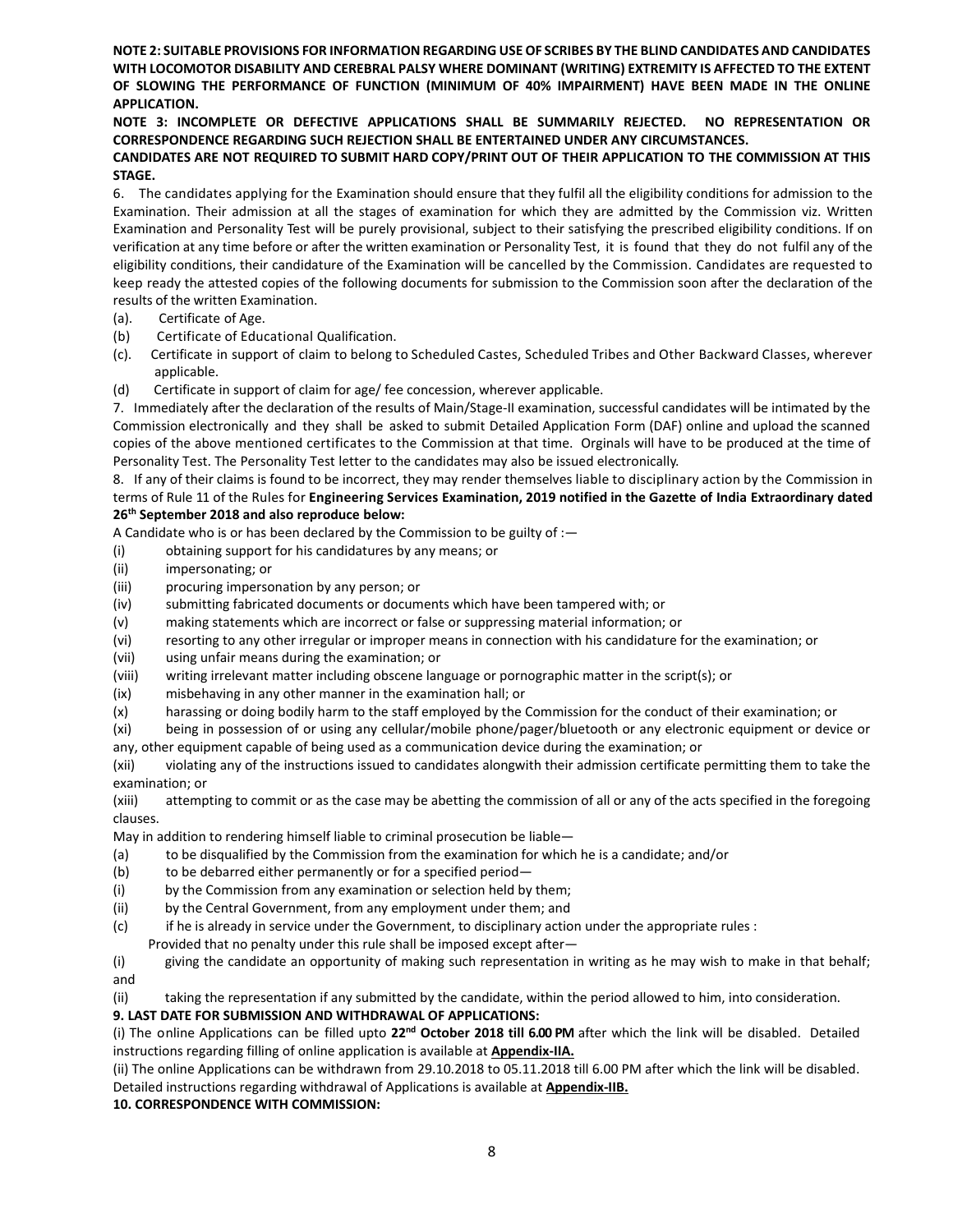**NOTE 2: SUITABLE PROVISIONS FOR INFORMATION REGARDING USE OF SCRIBES BY THE BLIND CANDIDATES AND CANDIDATES WITH LOCOMOTOR DISABILITY AND CEREBRAL PALSY WHERE DOMINANT (WRITING) EXTREMITY IS AFFECTED TO THE EXTENT OF SLOWING THE PERFORMANCE OF FUNCTION (MINIMUM OF 40% IMPAIRMENT) HAVE BEEN MADE IN THE ONLINE APPLICATION.**

**NOTE 3: INCOMPLETE OR DEFECTIVE APPLICATIONS SHALL BE SUMMARILY REJECTED. NO REPRESENTATION OR CORRESPONDENCE REGARDING SUCH REJECTION SHALL BE ENTERTAINED UNDER ANY CIRCUMSTANCES.**

**CANDIDATES ARE NOT REQUIRED TO SUBMIT HARD COPY/PRINT OUT OF THEIR APPLICATION TO THE COMMISSION AT THIS STAGE.**

6. The candidates applying for the Examination should ensure that they fulfil all the eligibility conditions for admission to the Examination. Their admission at all the stages of examination for which they are admitted by the Commission viz. Written Examination and Personality Test will be purely provisional, subject to their satisfying the prescribed eligibility conditions. If on verification at any time before or after the written examination or Personality Test, it is found that they do not fulfil any of the eligibility conditions, their candidature of the Examination will be cancelled by the Commission. Candidates are requested to keep ready the attested copies of the following documents for submission to the Commission soon after the declaration of the results of the written Examination.

(a). Certificate of Age.

(b) Certificate of Educational Qualification.

(c). Certificate in support of claim to belong to Scheduled Castes, Scheduled Tribes and Other Backward Classes, wherever applicable.

(d) Certificate in support of claim for age/ fee concession, wherever applicable.

7. Immediately after the declaration of the results of Main/Stage-II examination, successful candidates will be intimated by the Commission electronically and they shall be asked to submit Detailed Application Form (DAF) online and upload the scanned copies of the above mentioned certificates to the Commission at that time. Orginals will have to be produced at the time of Personality Test. The Personality Test letter to the candidates may also be issued electronically.

8. If any of their claims is found to be incorrect, they may render themselves liable to disciplinary action by the Commission in terms of Rule 11 of the Rules for **Engineering Services Examination, 2019 notified in the Gazette of India Extraordinary dated 26th September 2018 and also reproduce below:**

A Candidate who is or has been declared by the Commission to be guilty of :—

(i) obtaining support for his candidatures by any means; or

(ii) impersonating; or

(iii) procuring impersonation by any person; or

(iv) submitting fabricated documents or documents which have been tampered with; or

(v) making statements which are incorrect or false or suppressing material information; or

(vi) resorting to any other irregular or improper means in connection with his candidature for the examination; or

(vii) using unfair means during the examination; or

(viii) writing irrelevant matter including obscene language or pornographic matter in the script(s); or

(ix) misbehaving in any other manner in the examination hall; or

(x) harassing or doing bodily harm to the staff employed by the Commission for the conduct of their examination; or

(xi) being in possession of or using any cellular/mobile phone/pager/bluetooth or any electronic equipment or device or any, other equipment capable of being used as a communication device during the examination; or

(xii) violating any of the instructions issued to candidates alongwith their admission certificate permitting them to take the examination; or

(xiii) attempting to commit or as the case may be abetting the commission of all or any of the acts specified in the foregoing clauses.

May in addition to rendering himself liable to criminal prosecution be liable—

(a) to be disqualified by the Commission from the examination for which he is a candidate; and/or

(b) to be debarred either permanently or for a specified period—

(i) by the Commission from any examination or selection held by them;

(ii) by the Central Government, from any employment under them; and

(c) if he is already in service under the Government, to disciplinary action under the appropriate rules :

Provided that no penalty under this rule shall be imposed except after—

(i) giving the candidate an opportunity of making such representation in writing as he may wish to make in that behalf; and

(ii) taking the representation if any submitted by the candidate, within the period allowed to him, into consideration.

**9. LAST DATE FOR SUBMISSION AND WITHDRAWAL OF APPLICATIONS:**

(i) The online Applications can be filled upto **22nd October 2018 till 6.00 PM** after which the link will be disabled. Detailed instructions regarding filling of online application is available at **Appendix-IIA.**

(ii) The online Applications can be withdrawn from 29.10.2018 to 05.11.2018 till 6.00 PM after which the link will be disabled. Detailed instructions regarding withdrawal of Applications is available at **Appendix-IIB.**

**10. CORRESPONDENCE WITH COMMISSION:**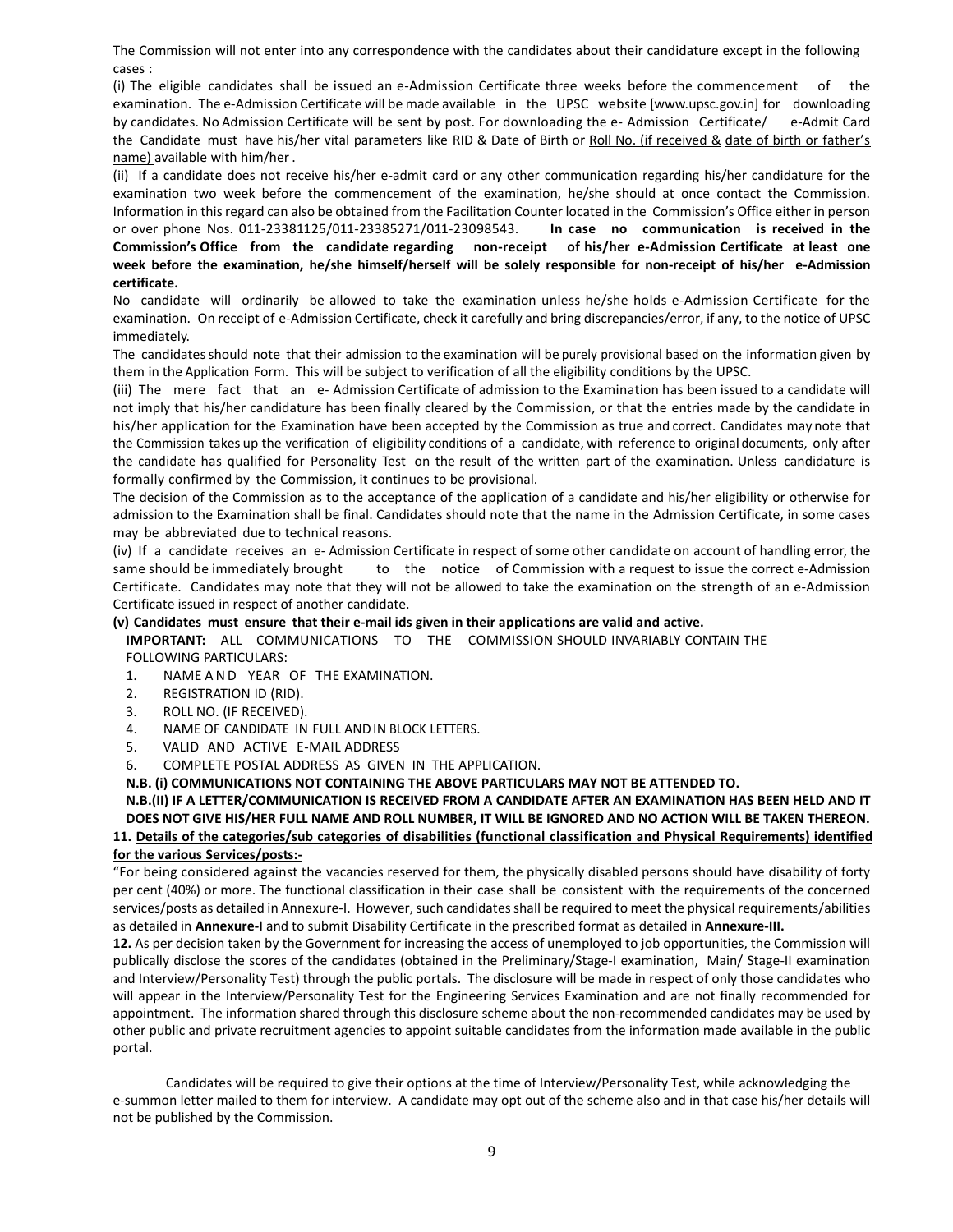The Commission will not enter into any correspondence with the candidates about their candidature except in the following cases :

(i) The eligible candidates shall be issued an e-Admission Certificate three weeks before the commencement of the examination. The e-Admission Certificate will be made available in the UPSC website [www.upsc.gov.in] for downloading by candidates. No Admission Certificate will be sent by post. For downloading the e- Admission Certificate/ e-Admit Card the Candidate must have his/her vital parameters like RID & Date of Birth or Roll No. (if received & date of birth or father's name) available with him/her .

(ii) If a candidate does not receive his/her e-admit card or any other communication regarding his/her candidature for the examination two week before the commencement of the examination, he/she should at once contact the Commission. Information in this regard can also be obtained from the Facilitation Counter located in the Commission's Office either in person or over phone Nos. 011-23381125/011-23385271/011-23098543. **In case no communication is received in the Commission's Office from the candidate regarding non-receipt of his/her e-Admission Certificate at least one week before the examination, he/she himself/herself will be solely responsible for non-receipt of his/her e-Admission certificate.**

No candidate will ordinarily be allowed to take the examination unless he/she holds e-Admission Certificate for the examination. On receipt of e-Admission Certificate, check it carefully and bring discrepancies/error, if any, to the notice of UPSC immediately.

The candidates should note that their admission to the examination will be purely provisional based on the information given by them in the Application Form. This will be subject to verification of all the eligibility conditions by the UPSC.

(iii) The mere fact that an e- Admission Certificate of admission to the Examination has been issued to a candidate will not imply that his/her candidature has been finally cleared by the Commission, or that the entries made by the candidate in his/her application for the Examination have been accepted by the Commission as true and correct. Candidates may note that the Commission takes up the verification of eligibility conditions of a candidate, with reference to original documents, only after the candidate has qualified for Personality Test on the result of the written part of the examination. Unless candidature is formally confirmed by the Commission, it continues to be provisional.

The decision of the Commission as to the acceptance of the application of a candidate and his/her eligibility or otherwise for admission to the Examination shall be final. Candidates should note that the name in the Admission Certificate, in some cases may be abbreviated due to technical reasons.

(iv) If a candidate receives an e- Admission Certificate in respect of some other candidate on account of handling error, the same should be immediately brought to the notice of Commission with a request to issue the correct e-Admission Certificate. Candidates may note that they will not be allowed to take the examination on the strength of an e-Admission Certificate issued in respect of another candidate.

**(v) Candidates must ensure that their e-mail ids given in their applications are valid and active.**

**IMPORTANT:** ALL COMMUNICATIONS TO THE COMMISSION SHOULD INVARIABLY CONTAIN THE FOLLOWING PARTICULARS:

1. NAME AND YEAR OF THE EXAMINATION.
2. REGISTRATION ID (RID).
3. ROLL NO. (IF RECEIVED).
4. NAME OF CANDIDATE IN FULL AND IN BLOCK LETTERS.
5. VALID AND ACTIVE E-MAIL ADDRESS
6. COMPLETE POSTAL ADDRESS AS GIVEN IN THE APPLICATION.

**N.B. (i) COMMUNICATIONS NOT CONTAINING THE ABOVE PARTICULARS MAY NOT BE ATTENDED TO.**

**N.B.(II) IF A LETTER/COMMUNICATION IS RECEIVED FROM A CANDIDATE AFTER AN EXAMINATION HAS BEEN HELD AND IT DOES NOT GIVE HIS/HER FULL NAME AND ROLL NUMBER, IT WILL BE IGNORED AND NO ACTION WILL BE TAKEN THEREON.**

**11. Details of the categories/sub categories of disabilities (functional classification and Physical Requirements) identified for the various Services/posts:-**

"For being considered against the vacancies reserved for them, the physically disabled persons should have disability of forty per cent (40%) or more. The functional classification in their case shall be consistent with the requirements of the concerned services/posts as detailed in Annexure-I. However, such candidates shall be required to meet the physical requirements/abilities as detailed in **Annexure-I** and to submit Disability Certificate in the prescribed format as detailed in **Annexure-III.**

**12.** As per decision taken by the Government for increasing the access of unemployed to job opportunities, the Commission will publically disclose the scores of the candidates (obtained in the Preliminary/Stage-I examination, Main/ Stage-II examination and Interview/Personality Test) through the public portals. The disclosure will be made in respect of only those candidates who will appear in the Interview/Personality Test for the Engineering Services Examination and are not finally recommended for appointment. The information shared through this disclosure scheme about the non-recommended candidates may be used by other public and private recruitment agencies to appoint suitable candidates from the information made available in the public portal.

Candidates will be required to give their options at the time of Interview/Personality Test, while acknowledging the e-summon letter mailed to them for interview. A candidate may opt out of the scheme also and in that case his/her details will not be published by the Commission.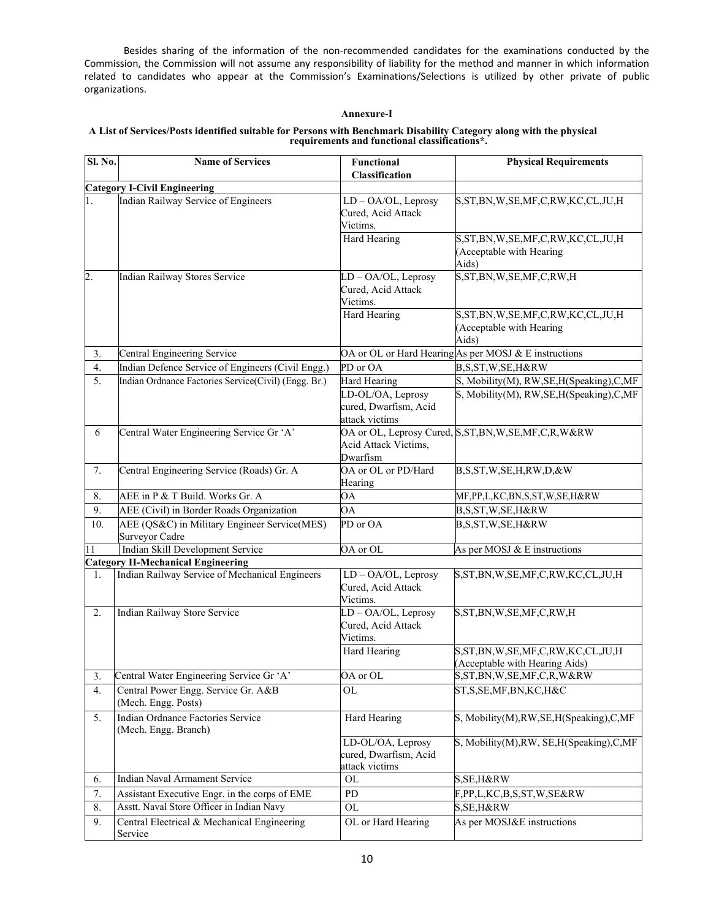Besides sharing of the information of the non-recommended candidates for the examinations conducted by the Commission, the Commission will not assume any responsibility of liability for the method and manner in which information related to candidates who appear at the Commission's Examinations/Selections is utilized by other private of public organizations.

## Annexure-I

**A List of Services/Posts identified suitable for Persons with Benchmark Disability Category along with the physical requirements and functional classifications*.**

| Sl. No. | Name of Services | Functional Classification | Physical Requirements |
|---|---|---|---|
| **Category I-Civil Engineering** | | | |
| 1. | Indian Railway Service of Engineers | LD – OA/OL, Leprosy Cured, Acid Attack Victims. | S,ST,BN,W,SE,MF,C,RW,KC,CL,JU,H |
| | | Hard Hearing | S,ST,BN,W,SE,MF,C,RW,KC,CL,JU,H (Acceptable with Hearing Aids) |
| 2. | Indian Railway Stores Service | LD – OA/OL, Leprosy Cured, Acid Attack Victims. | S,ST,BN,W,SE,MF,C,RW,H |
| | | Hard Hearing | S,ST,BN,W,SE,MF,C,RW,KC,CL,JU,H (Acceptable with Hearing Aids) |
| 3. | Central Engineering Service | OA or OL or Hard Hearing | As per MOSJ & E instructions |
| 4. | Indian Defence Service of Engineers (Civil Engg.) | PD or OA | B,S,ST,W,SE,H&RW |
| 5. | Indian Ordnance Factories Service(Civil) (Engg. Br.) | Hard Hearing | S, Mobility(M), RW,SE,H(Speaking),C,MF |
| | | LD-OL/OA, Leprosy cured, Dwarfism, Acid attack victims | S, Mobility(M), RW,SE,H(Speaking),C,MF |
| 6 | Central Water Engineering Service Gr 'A' | OA or OL, Leprosy Cured, Acid Attack Victims, Dwarfism | S,ST,BN,W,SE,MF,C,R,W&RW |
| 7. | Central Engineering Service (Roads) Gr. A | OA or OL or PD/Hard Hearing | B,S,ST,W,SE,H,RW,D,&W |
| 8. | AEE in P & T Build. Works Gr. A | OA | MF,PP,L,KC,BN,S,ST,W,SE,H&RW |
| 9. | AEE (Civil) in Border Roads Organization | OA | B,S,ST,W,SE,H&RW |
| 10. | AEE (QS&C) in Military Engineer Service(MES) Surveyor Cadre | PD or OA | B,S,ST,W,SE,H&RW |
| 11 | Indian Skill Development Service | OA or OL | As per MOSJ & E instructions |
| **Category II-Mechanical Engineering** | | | |
| 1. | Indian Railway Service of Mechanical Engineers | LD – OA/OL, Leprosy Cured, Acid Attack Victims. | S,ST,BN,W,SE,MF,C,RW,KC,CL,JU,H |
| 2. | Indian Railway Store Service | LD – OA/OL, Leprosy Cured, Acid Attack Victims. | S,ST,BN,W,SE,MF,C,RW,H |
| | | Hard Hearing | S,ST,BN,W,SE,MF,C,RW,KC,CL,JU,H (Acceptable with Hearing Aids) |
| 3. | Central Water Engineering Service Gr 'A' | OA or OL | S,ST,BN,W,SE,MF,C,R,W&RW |
| 4. | Central Power Engg. Service Gr. A&B (Mech. Engg. Posts) | OL | ST,S,SE,MF,BN,KC,H&C |
| 5. | Indian Ordnance Factories Service (Mech. Engg. Branch) | Hard Hearing | S, Mobility(M),RW,SE,H(Speaking),C,MF |
| | | LD-OL/OA, Leprosy cured, Dwarfism, Acid attack victims | S, Mobility(M),RW, SE,H(Speaking),C,MF |
| 6. | Indian Naval Armament Service | OL | S,SE,H&RW |
| 7. | Assistant Executive Engr. in the corps of EME | PD | F,PP,L,KC,B,S,ST,W,SE&RW |
| 8. | Asstt. Naval Store Officer in Indian Navy | OL | S,SE,H&RW |
| 9. | Central Electrical & Mechanical Engineering Service | OL or Hard Hearing | As per MOSJ&E instructions |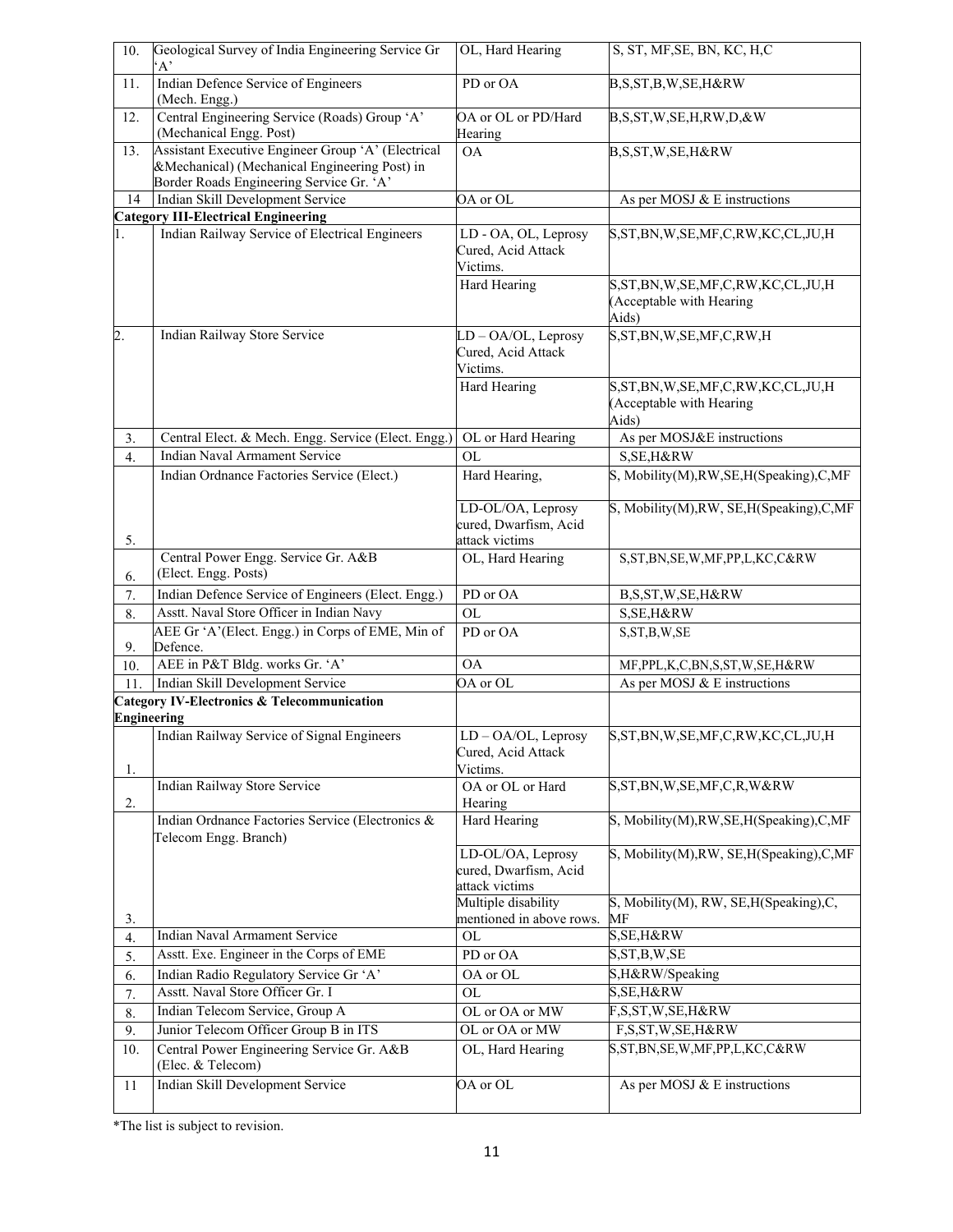| | | | |
|---|---|---|---|
| 10. | Geological Survey of India Engineering Service Gr 'A' | OL, Hard Hearing | S, ST, MF,SE, BN, KC, H,C |
| 11. | Indian Defence Service of Engineers (Mech. Engg.) | PD or OA | B,S,ST,B,W,SE,H&RW |
| 12. | Central Engineering Service (Roads) Group 'A' (Mechanical Engg. Post) | OA or OL or PD/Hard Hearing | B,S,ST,W,SE,H,RW,D,&W |
| 13. | Assistant Executive Engineer Group 'A' (Electrical &Mechanical) (Mechanical Engineering Post) in Border Roads Engineering Service Gr. 'A' | OA | B,S,ST,W,SE,H&RW |
| 14 | Indian Skill Development Service | OA or OL | As per MOSJ & E instructions |
| **Category III-Electrical Engineering** | | | |
| 1. | Indian Railway Service of Electrical Engineers | LD - OA, OL, Leprosy Cured, Acid Attack Victims. | S,ST,BN,W,SE,MF,C,RW,KC,CL,JU,H |
| | | Hard Hearing | S,ST,BN,W,SE,MF,C,RW,KC,CL,JU,H (Acceptable with Hearing Aids) |
| 2. | Indian Railway Store Service | LD – OA/OL, Leprosy Cured, Acid Attack Victims. | S,ST,BN,W,SE,MF,C,RW,H |
| | | Hard Hearing | S,ST,BN,W,SE,MF,C,RW,KC,CL,JU,H (Acceptable with Hearing Aids) |
| 3. | Central Elect. & Mech. Engg. Service (Elect. Engg.) | OL or Hard Hearing | As per MOSJ&E instructions |
| 4. | Indian Naval Armament Service | OL | S,SE,H&RW |
| 5. | Indian Ordnance Factories Service (Elect.) | Hard Hearing, | S, Mobility(M),RW,SE,H(Speaking),C,MF |
| | | LD-OL/OA, Leprosy cured, Dwarfism, Acid attack victims | S, Mobility(M),RW, SE,H(Speaking),C,MF |
| 6. | Central Power Engg. Service Gr. A&B (Elect. Engg. Posts) | OL, Hard Hearing | S,ST,BN,SE,W,MF,PP,L,KC,C&RW |
| 7. | Indian Defence Service of Engineers (Elect. Engg.) | PD or OA | B,S,ST,W,SE,H&RW |
| 8. | Asstt. Naval Store Officer in Indian Navy | OL | S,SE,H&RW |
| 9. | AEE Gr 'A'(Elect. Engg.) in Corps of EME, Min of Defence. | PD or OA | S,ST,B,W,SE |
| 10. | AEE in P&T Bldg. works Gr. 'A' | OA | MF,PPL,K,C,BN,S,ST,W,SE,H&RW |
| 11. | Indian Skill Development Service | OA or OL | As per MOSJ & E instructions |
| **Category IV-Electronics & Telecommunication Engineering** | | | |
| 1. | Indian Railway Service of Signal Engineers | LD – OA/OL, Leprosy Cured, Acid Attack Victims. | S,ST,BN,W,SE,MF,C,RW,KC,CL,JU,H |
| 2. | Indian Railway Store Service | OA or OL or Hard Hearing | S,ST,BN,W,SE,MF,C,R,W&RW |
| 3. | Indian Ordnance Factories Service (Electronics & Telecom Engg. Branch) | Hard Hearing | S, Mobility(M),RW,SE,H(Speaking),C,MF |
| | | LD-OL/OA, Leprosy cured, Dwarfism, Acid attack victims | S, Mobility(M),RW, SE,H(Speaking),C,MF |
| | | Multiple disability mentioned in above rows. | S, Mobility(M), RW, SE,H(Speaking),C, MF |
| 4. | Indian Naval Armament Service | OL | S,SE,H&RW |
| 5. | Asstt. Exe. Engineer in the Corps of EME | PD or OA | S,ST,B,W,SE |
| 6. | Indian Radio Regulatory Service Gr 'A' | OA or OL | S,H&RW/Speaking |
| 7. | Asstt. Naval Store Officer Gr. I | OL | S,SE,H&RW |
| 8. | Indian Telecom Service, Group A | OL or OA or MW | F,S,ST,W,SE,H&RW |
| 9. | Junior Telecom Officer Group B in ITS | OL or OA or MW | F,S,ST,W,SE,H&RW |
| 10. | Central Power Engineering Service Gr. A&B (Elec. & Telecom) | OL, Hard Hearing | S,ST,BN,SE,W,MF,PP,L,KC,C&RW |
| 11 | Indian Skill Development Service | OA or OL | As per MOSJ & E instructions |

*The list is subject to revision.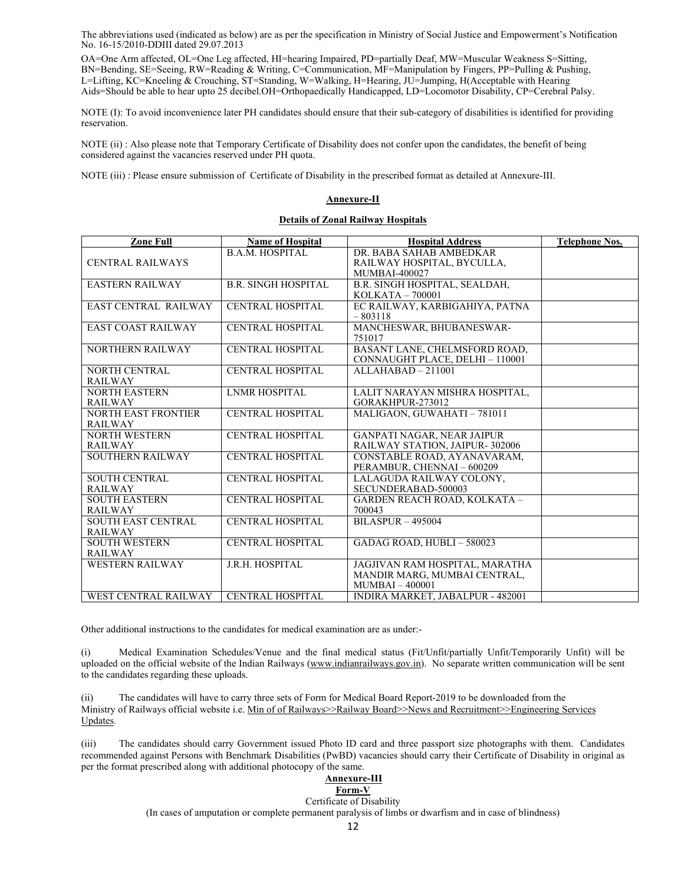The abbreviations used (indicated as below) are as per the specification in Ministry of Social Justice and Empowerment's Notification No. 16-15/2010-DDIII dated 29.07.2013

OA=One Arm affected, OL=One Leg affected, HI=hearing Impaired, PD=partially Deaf, MW=Muscular Weakness S=Sitting, BN=Bending, SE=Seeing, RW=Reading & Writing, C=Communication, MF=Manipulation by Fingers, PP=Pulling & Pushing, L=Lifting, KC=Kneeling & Crouching, ST=Standing, W=Walking, H=Hearing, JU=Jumping, H(Acceptable with Hearing Aids=Should be able to hear upto 25 decibel.OH=Orthopaedically Handicapped, LD=Locomotor Disability, CP=Cerebral Palsy.

NOTE (I): To avoid inconvenience later PH candidates should ensure that their sub-category of disabilities is identified for providing reservation.

NOTE (ii) : Also please note that Temporary Certificate of Disability does not confer upon the candidates, the benefit of being considered against the vacancies reserved under PH quota.

NOTE (iii) : Please ensure submission of Certificate of Disability in the prescribed format as detailed at Annexure-III.

## Annexure-II

### Details of Zonal Railway Hospitals

| Zone Full | Name of Hospital | Hospital Address | Telephone Nos. |
|---|---|---|---|
| CENTRAL RAILWAYS | B.A.M. HOSPITAL | DR. BABA SAHAB AMBEDKAR RAILWAY HOSPITAL, BYCULLA, MUMBAI-400027 | |
| EASTERN RAILWAY | B.R. SINGH HOSPITAL | B.R. SINGH HOSPITAL, SEALDAH, KOLKATA – 700001 | |
| EAST CENTRAL RAILWAY | CENTRAL HOSPITAL | EC RAILWAY, KARBIGAHIYA, PATNA – 803118 | |
| EAST COAST RAILWAY | CENTRAL HOSPITAL | MANCHESWAR, BHUBANESWAR-751017 | |
| NORTHERN RAILWAY | CENTRAL HOSPITAL | BASANT LANE, CHELMSFORD ROAD, CONNAUGHT PLACE, DELHI – 110001 | |
| NORTH CENTRAL RAILWAY | CENTRAL HOSPITAL | ALLAHABAD – 211001 | |
| NORTH EASTERN RAILWAY | LNMR HOSPITAL | LALIT NARAYAN MISHRA HOSPITAL, GORAKHPUR-273012 | |
| NORTH EAST FRONTIER RAILWAY | CENTRAL HOSPITAL | MALIGAON, GUWAHATI – 781011 | |
| NORTH WESTERN RAILWAY | CENTRAL HOSPITAL | GANPATI NAGAR, NEAR JAIPUR RAILWAY STATION, JAIPUR- 302006 | |
| SOUTHERN RAILWAY | CENTRAL HOSPITAL | CONSTABLE ROAD, AYANAVARAM, PERAMBUR, CHENNAI – 600209 | |
| SOUTH CENTRAL RAILWAY | CENTRAL HOSPITAL | LALAGUDA RAILWAY COLONY, SECUNDERABAD-500003 | |
| SOUTH EASTERN RAILWAY | CENTRAL HOSPITAL | GARDEN REACH ROAD, KOLKATA – 700043 | |
| SOUTH EAST CENTRAL RAILWAY | CENTRAL HOSPITAL | BILASPUR – 495004 | |
| SOUTH WESTERN RAILWAY | CENTRAL HOSPITAL | GADAG ROAD, HUBLI – 580023 | |
| WESTERN RAILWAY | J.R.H. HOSPITAL | JAGJIVAN RAM HOSPITAL, MARATHA MANDIR MARG, MUMBAI CENTRAL, MUMBAI – 400001 | |
| WEST CENTRAL RAILWAY | CENTRAL HOSPITAL | INDIRA MARKET, JABALPUR - 482001 | |

Other additional instructions to the candidates for medical examination are as under:-

(i) Medical Examination Schedules/Venue and the final medical status (Fit/Unfit/partially Unfit/Temporarily Unfit) will be uploaded on the official website of the Indian Railways (www.indianrailways.gov.in). No separate written communication will be sent to the candidates regarding these uploads.

(ii) The candidates will have to carry three sets of Form for Medical Board Report-2019 to be downloaded from the Ministry of Railways official website i.e. Min of of Railways>>Railway Board>>News and Recruitment>>Engineering Services Updates.

(iii) The candidates should carry Government issued Photo ID card and three passport size photographs with them. Candidates recommended against Persons with Benchmark Disabilities (PwBD) vacancies should carry their Certificate of Disability in original as per the format prescribed along with additional photocopy of the same.

## Annexure-III

### Form-V

Certificate of Disability

(In cases of amputation or complete permanent paralysis of limbs or dwarfism and in case of blindness)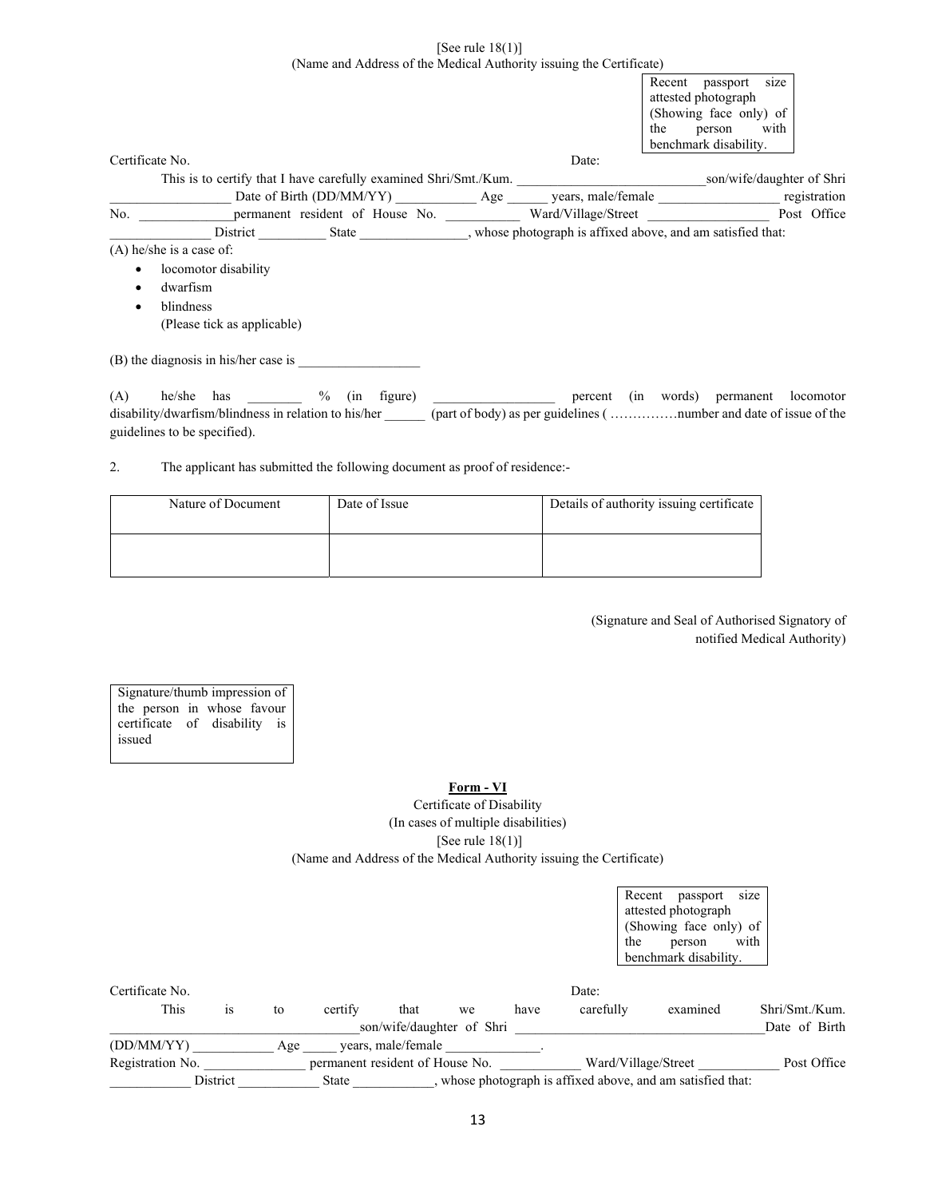[See rule 18(1)]

(Name and Address of the Medical Authority issuing the Certificate)

| Recent passport size attested photograph (Showing face only) of the person with benchmark disability. |
|---|

Certificate No. Date:

This is to certify that I have carefully examined Shri/Smt./Kum. ____________________________son/wife/daughter of Shri __________________ Date of Birth (DD/MM/YY) ____________ Age ______ years, male/female __________________ registration No. ______________permanent resident of House No. ___________ Ward/Village/Street __________________ Post Office _______________ District __________ State ________________, whose photograph is affixed above, and am satisfied that:

(A) he/she is a case of:

- locomotor disability
- dwarfism
- blindness

(Please tick as applicable)

(B) the diagnosis in his/her case is __________________

(A) he/she has ________ % (in figure) __________________ percent (in words) permanent locomotor disability/dwarfism/blindness in relation to his/her ______ (part of body) as per guidelines ( ……………number and date of issue of the guidelines to be specified).

2. The applicant has submitted the following document as proof of residence:-

| Nature of Document | Date of Issue | Details of authority issuing certificate |
|---|---|---|
| | | |

(Signature and Seal of Authorised Signatory of notified Medical Authority)

| Signature/thumb impression of the person in whose favour certificate of disability is issued |
|---|

## Form - VI

Certificate of Disability

(In cases of multiple disabilities)

[See rule 18(1)]

(Name and Address of the Medical Authority issuing the Certificate)

| Recent passport size attested photograph (Showing face only) of the person with benchmark disability. |
|---|

Certificate No. Date:

This is to certify that we have carefully examined Shri/Smt./Kum. ___________________________________son/wife/daughter of Shri ______________________________________Date of Birth (DD/MM/YY) ____________ Age _____ years, male/female ______________.

Registration No. _______________ permanent resident of House No. ____________ Ward/Village/Street ____________ Post Office ____________ District ____________ State ____________, whose photograph is affixed above, and am satisfied that: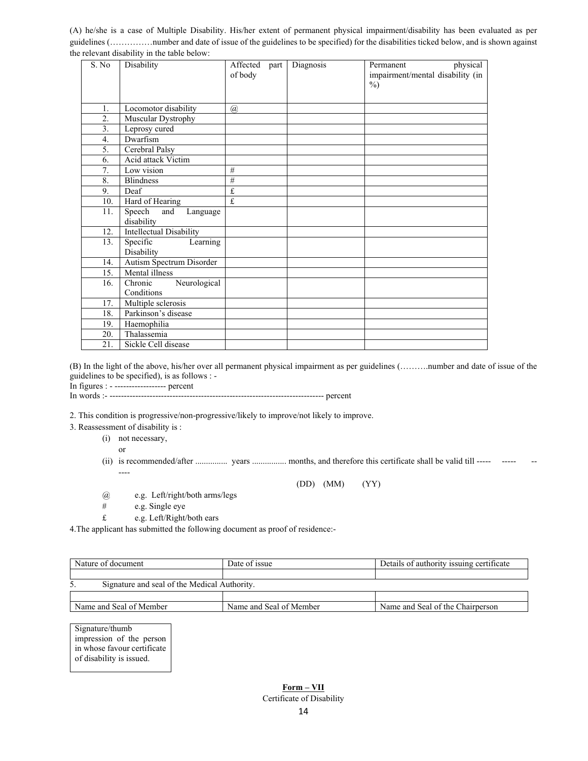(A) he/she is a case of Multiple Disability. His/her extent of permanent physical impairment/disability has been evaluated as per guidelines (……………number and date of issue of the guidelines to be specified) for the disabilities ticked below, and is shown against the relevant disability in the table below:

| S. No | Disability | Affected part of body | Diagnosis | Permanent physical impairment/mental disability (in %) |
|---|---|---|---|---|
| 1. | Locomotor disability | @ | | |
| 2. | Muscular Dystrophy | | | |
| 3. | Leprosy cured | | | |
| 4. | Dwarfism | | | |
| 5. | Cerebral Palsy | | | |
| 6. | Acid attack Victim | | | |
| 7. | Low vision | # | | |
| 8. | Blindness | # | | |
| 9. | Deaf | £ | | |
| 10. | Hard of Hearing | £ | | |
| 11. | Speech and Language disability | | | |
| 12. | Intellectual Disability | | | |
| 13. | Specific Learning Disability | | | |
| 14. | Autism Spectrum Disorder | | | |
| 15. | Mental illness | | | |
| 16. | Chronic Neurological Conditions | | | |
| 17. | Multiple sclerosis | | | |
| 18. | Parkinson's disease | | | |
| 19. | Haemophilia | | | |
| 20. | Thalassemia | | | |
| 21. | Sickle Cell disease | | | |

(B) In the light of the above, his/her over all permanent physical impairment as per guidelines (……….number and date of issue of the guidelines to be specified), is as follows : -

In figures : - ------------------ percent

In words :- --------------------------------------------------------------------------- percent

2. This condition is progressive/non-progressive/likely to improve/not likely to improve.

3. Reassessment of disability is :

(i) not necessary,

or

(ii) is recommended/after ............... years ................ months, and therefore this certificate shall be valid till ----- ----- ------

(DD) (MM) (YY)

@ e.g. Left/right/both arms/legs

\# e.g. Single eye

£ e.g. Left/Right/both ears

4.The applicant has submitted the following document as proof of residence:-

| Nature of document | Date of issue | Details of authority issuing certificate |
|---|---|---|
| | | |

5. Signature and seal of the Medical Authority.

| | | |
|---|---|---|
| Name and Seal of Member | Name and Seal of Member | Name and Seal of the Chairperson |

| Signature/thumb impression of the person in whose favour certificate of disability is issued. |
|---|

**Form – VII**

Certificate of Disability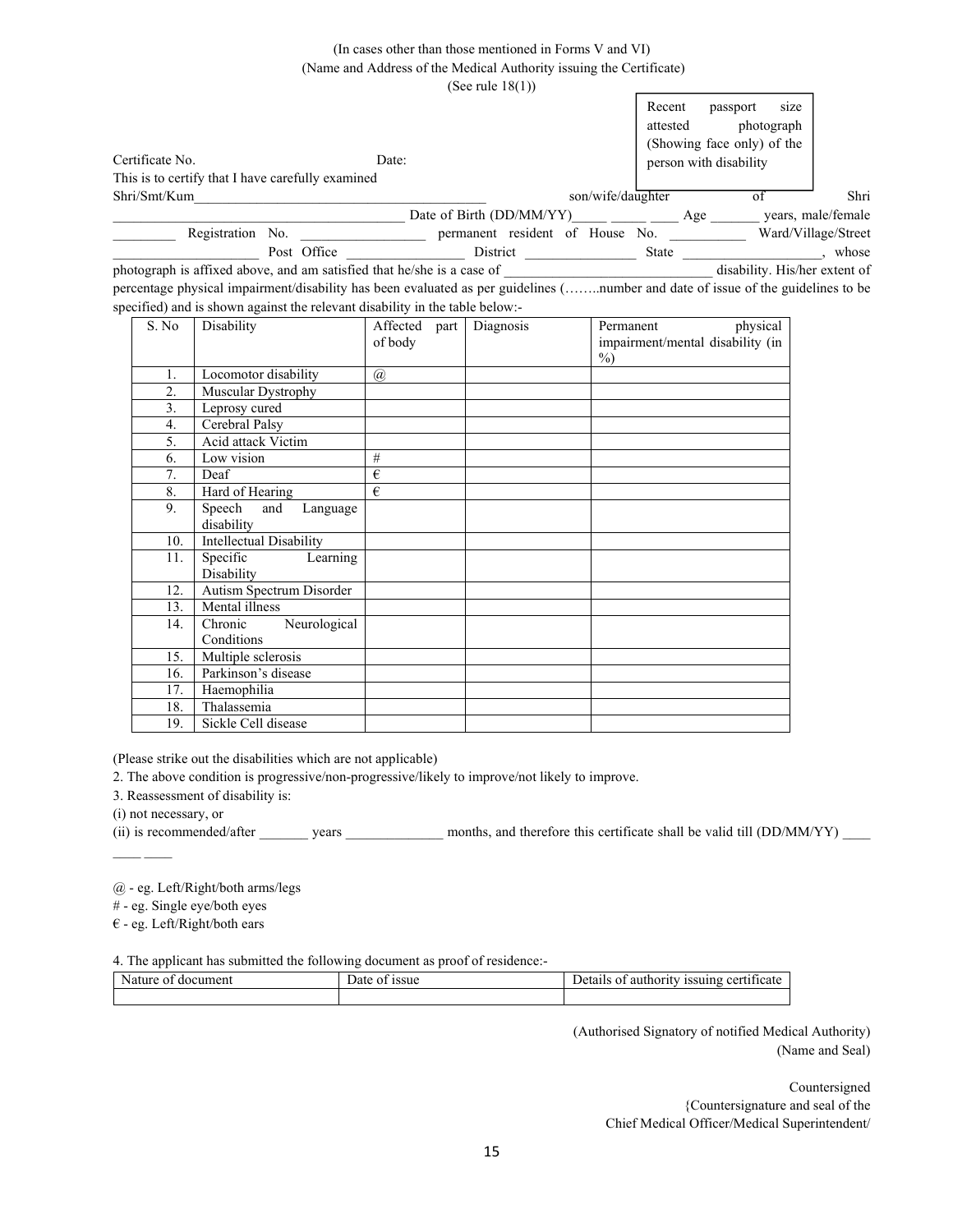(In cases other than those mentioned in Forms V and VI)
(Name and Address of the Medical Authority issuing the Certificate)
(See rule 18(1))

Recent passport size attested photograph (Showing face only) of the person with disability

Certificate No. Date:

This is to certify that I have carefully examined Shri/Smt/Kum__________________________________________ son/wife/daughter of Shri ____________________________________ Date of Birth (DD/MM/YY)_____ _____ ____ Age _______ years, male/female _________ Registration No. _________________ permanent resident of House No. __________ Ward/Village/Street ____________________ Post Office ________________ District ________________ State ____________________, whose photograph is affixed above, and am satisfied that he/she is a case of ______________________________ disability. His/her extent of percentage physical impairment/disability has been evaluated as per guidelines (……..number and date of issue of the guidelines to be specified) and is shown against the relevant disability in the table below:-

| S. No | Disability | Affected part of body | Diagnosis | Permanent physical impairment/mental disability (in %) |
|---|---|---|---|---|
| 1. | Locomotor disability | @ | | |
| 2. | Muscular Dystrophy | | | |
| 3. | Leprosy cured | | | |
| 4. | Cerebral Palsy | | | |
| 5. | Acid attack Victim | | | |
| 6. | Low vision | # | | |
| 7. | Deaf | € | | |
| 8. | Hard of Hearing | € | | |
| 9. | Speech and Language disability | | | |
| 10. | Intellectual Disability | | | |
| 11. | Specific Learning Disability | | | |
| 12. | Autism Spectrum Disorder | | | |
| 13. | Mental illness | | | |
| 14. | Chronic Neurological Conditions | | | |
| 15. | Multiple sclerosis | | | |
| 16. | Parkinson's disease | | | |
| 17. | Haemophilia | | | |
| 18. | Thalassemia | | | |
| 19. | Sickle Cell disease | | | |

(Please strike out the disabilities which are not applicable)

2. The above condition is progressive/non-progressive/likely to improve/not likely to improve.

3. Reassessment of disability is:

(i) not necessary, or

(ii) is recommended/after _______ years ______________ months, and therefore this certificate shall be valid till (DD/MM/YY) ____ ____ ____

@ - eg. Left/Right/both arms/legs

# - eg. Single eye/both eyes

€ - eg. Left/Right/both ears

4. The applicant has submitted the following document as proof of residence:-

| Nature of document | Date of issue | Details of authority issuing certificate |
|---|---|---|
| | | |

(Authorised Signatory of notified Medical Authority)
(Name and Seal)

Countersigned
{Countersignature and seal of the
Chief Medical Officer/Medical Superintendent/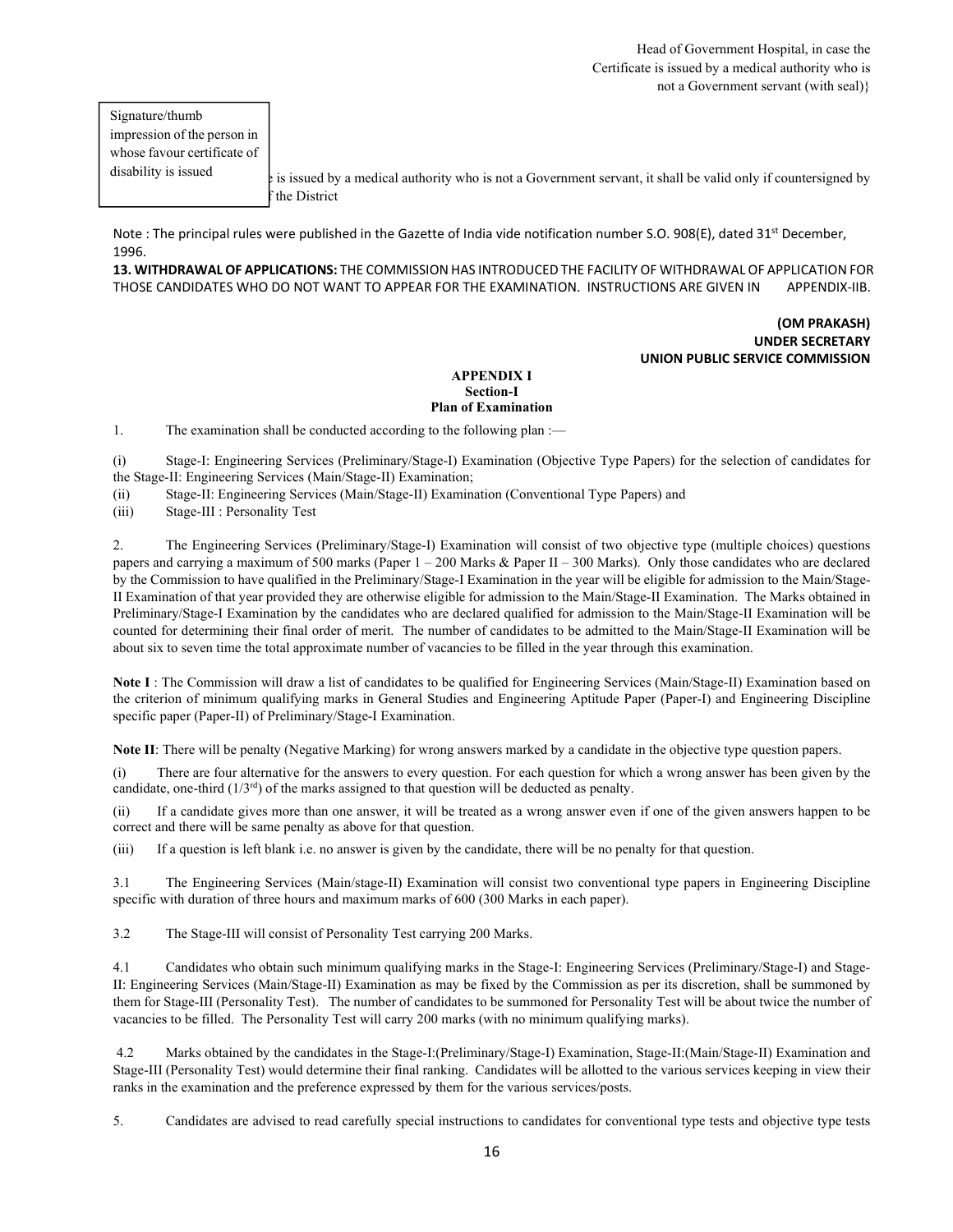Head of Government Hospital, in case the Certificate is issued by a medical authority who is not a Government servant (with seal)}

Signature/thumb impression of the person in whose favour certificate of disability is issued

e is issued by a medical authority who is not a Government servant, it shall be valid only if countersigned by f the District

Note : The principal rules were published in the Gazette of India vide notification number S.O. 908(E), dated 31st December, 1996.

**13. WITHDRAWAL OF APPLICATIONS:** THE COMMISSION HAS INTRODUCED THE FACILITY OF WITHDRAWAL OF APPLICATION FOR THOSE CANDIDATES WHO DO NOT WANT TO APPEAR FOR THE EXAMINATION. INSTRUCTIONS ARE GIVEN IN APPENDIX-IIB.

**(OM PRAKASH)**
**UNDER SECRETARY**
**UNION PUBLIC SERVICE COMMISSION**

## APPENDIX I
### Section-I
### Plan of Examination

1. The examination shall be conducted according to the following plan :—

(i) Stage-I: Engineering Services (Preliminary/Stage-I) Examination (Objective Type Papers) for the selection of candidates for the Stage-II: Engineering Services (Main/Stage-II) Examination;

(ii) Stage-II: Engineering Services (Main/Stage-II) Examination (Conventional Type Papers) and

(iii) Stage-III : Personality Test

2. The Engineering Services (Preliminary/Stage-I) Examination will consist of two objective type (multiple choices) questions papers and carrying a maximum of 500 marks (Paper 1 – 200 Marks & Paper II – 300 Marks). Only those candidates who are declared by the Commission to have qualified in the Preliminary/Stage-I Examination in the year will be eligible for admission to the Main/Stage-II Examination of that year provided they are otherwise eligible for admission to the Main/Stage-II Examination. The Marks obtained in Preliminary/Stage-I Examination by the candidates who are declared qualified for admission to the Main/Stage-II Examination will be counted for determining their final order of merit. The number of candidates to be admitted to the Main/Stage-II Examination will be about six to seven time the total approximate number of vacancies to be filled in the year through this examination.

**Note I** : The Commission will draw a list of candidates to be qualified for Engineering Services (Main/Stage-II) Examination based on the criterion of minimum qualifying marks in General Studies and Engineering Aptitude Paper (Paper-I) and Engineering Discipline specific paper (Paper-II) of Preliminary/Stage-I Examination.

**Note II**: There will be penalty (Negative Marking) for wrong answers marked by a candidate in the objective type question papers.

(i) There are four alternative for the answers to every question. For each question for which a wrong answer has been given by the candidate, one-third (1/3rd) of the marks assigned to that question will be deducted as penalty.

(ii) If a candidate gives more than one answer, it will be treated as a wrong answer even if one of the given answers happen to be correct and there will be same penalty as above for that question.

(iii) If a question is left blank i.e. no answer is given by the candidate, there will be no penalty for that question.

3.1 The Engineering Services (Main/stage-II) Examination will consist two conventional type papers in Engineering Discipline specific with duration of three hours and maximum marks of 600 (300 Marks in each paper).

3.2 The Stage-III will consist of Personality Test carrying 200 Marks.

4.1 Candidates who obtain such minimum qualifying marks in the Stage-I: Engineering Services (Preliminary/Stage-I) and Stage-II: Engineering Services (Main/Stage-II) Examination as may be fixed by the Commission as per its discretion, shall be summoned by them for Stage-III (Personality Test). The number of candidates to be summoned for Personality Test will be about twice the number of vacancies to be filled. The Personality Test will carry 200 marks (with no minimum qualifying marks).

4.2 Marks obtained by the candidates in the Stage-I:(Preliminary/Stage-I) Examination, Stage-II:(Main/Stage-II) Examination and Stage-III (Personality Test) would determine their final ranking. Candidates will be allotted to the various services keeping in view their ranks in the examination and the preference expressed by them for the various services/posts.

5. Candidates are advised to read carefully special instructions to candidates for conventional type tests and objective type tests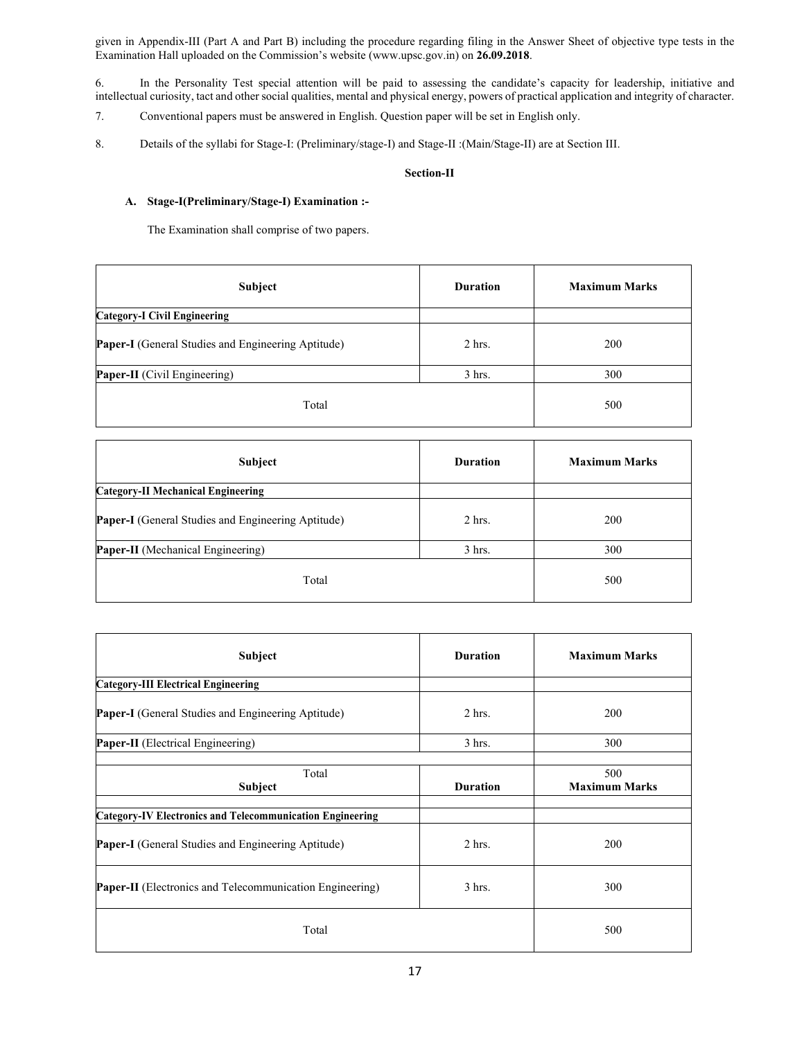given in Appendix-III (Part A and Part B) including the procedure regarding filing in the Answer Sheet of objective type tests in the Examination Hall uploaded on the Commission's website (www.upsc.gov.in) on **26.09.2018**.

6. In the Personality Test special attention will be paid to assessing the candidate's capacity for leadership, initiative and intellectual curiosity, tact and other social qualities, mental and physical energy, powers of practical application and integrity of character.

7. Conventional papers must be answered in English. Question paper will be set in English only.

8. Details of the syllabi for Stage-I: (Preliminary/stage-I) and Stage-II :(Main/Stage-II) are at Section III.

**Section-II**

**A. Stage-I(Preliminary/Stage-I) Examination :-**

The Examination shall comprise of two papers.

| Subject | Duration | Maximum Marks |
|---|---|---|
| **Category-I Civil Engineering** | | |
| **Paper-I** (General Studies and Engineering Aptitude) | 2 hrs. | 200 |
| **Paper-II** (Civil Engineering) | 3 hrs. | 300 |
| Total | | 500 |

| Subject | Duration | Maximum Marks |
|---|---|---|
| **Category-II Mechanical Engineering** | | |
| **Paper-I** (General Studies and Engineering Aptitude) | 2 hrs. | 200 |
| **Paper-II** (Mechanical Engineering) | 3 hrs. | 300 |
| Total | | 500 |

| Subject | Duration | Maximum Marks |
|---|---|---|
| **Category-III Electrical Engineering** | | |
| **Paper-I** (General Studies and Engineering Aptitude) | 2 hrs. | 200 |
| **Paper-II** (Electrical Engineering) | 3 hrs. | 300 |
| Total | | 500 |

| Subject | Duration | Maximum Marks |
|---|---|---|
| **Category-IV Electronics and Telecommunication Engineering** | | |
| **Paper-I** (General Studies and Engineering Aptitude) | 2 hrs. | 200 |
| **Paper-II** (Electronics and Telecommunication Engineering) | 3 hrs. | 300 |
| Total | | 500 |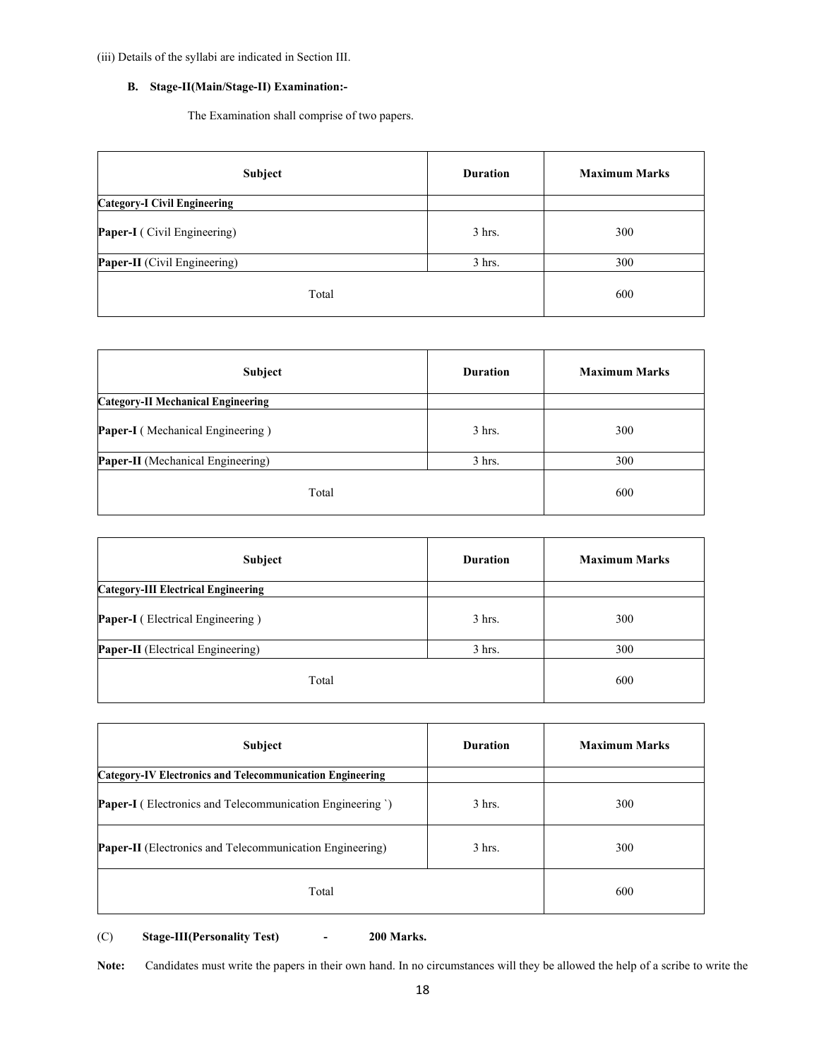(iii) Details of the syllabi are indicated in Section III.

**B. Stage-II(Main/Stage-II) Examination:-**

The Examination shall comprise of two papers.

| Subject | Duration | Maximum Marks |
|---|---|---|
| **Category-I Civil Engineering** | | |
| **Paper-I** ( Civil Engineering) | 3 hrs. | 300 |
| **Paper-II** (Civil Engineering) | 3 hrs. | 300 |
| Total | | 600 |

| Subject | Duration | Maximum Marks |
|---|---|---|
| **Category-II Mechanical Engineering** | | |
| **Paper-I** ( Mechanical Engineering ) | 3 hrs. | 300 |
| **Paper-II** (Mechanical Engineering) | 3 hrs. | 300 |
| Total | | 600 |

| Subject | Duration | Maximum Marks |
|---|---|---|
| **Category-III Electrical Engineering** | | |
| **Paper-I** ( Electrical Engineering ) | 3 hrs. | 300 |
| **Paper-II** (Electrical Engineering) | 3 hrs. | 300 |
| Total | | 600 |

| Subject | Duration | Maximum Marks |
|---|---|---|
| **Category-IV Electronics and Telecommunication Engineering** | | |
| **Paper-I** ( Electronics and Telecommunication Engineering `) | 3 hrs. | 300 |
| **Paper-II** (Electronics and Telecommunication Engineering) | 3 hrs. | 300 |
| Total | | 600 |

(C) **Stage-III(Personality Test) - 200 Marks.**

**Note:** Candidates must write the papers in their own hand. In no circumstances will they be allowed the help of a scribe to write the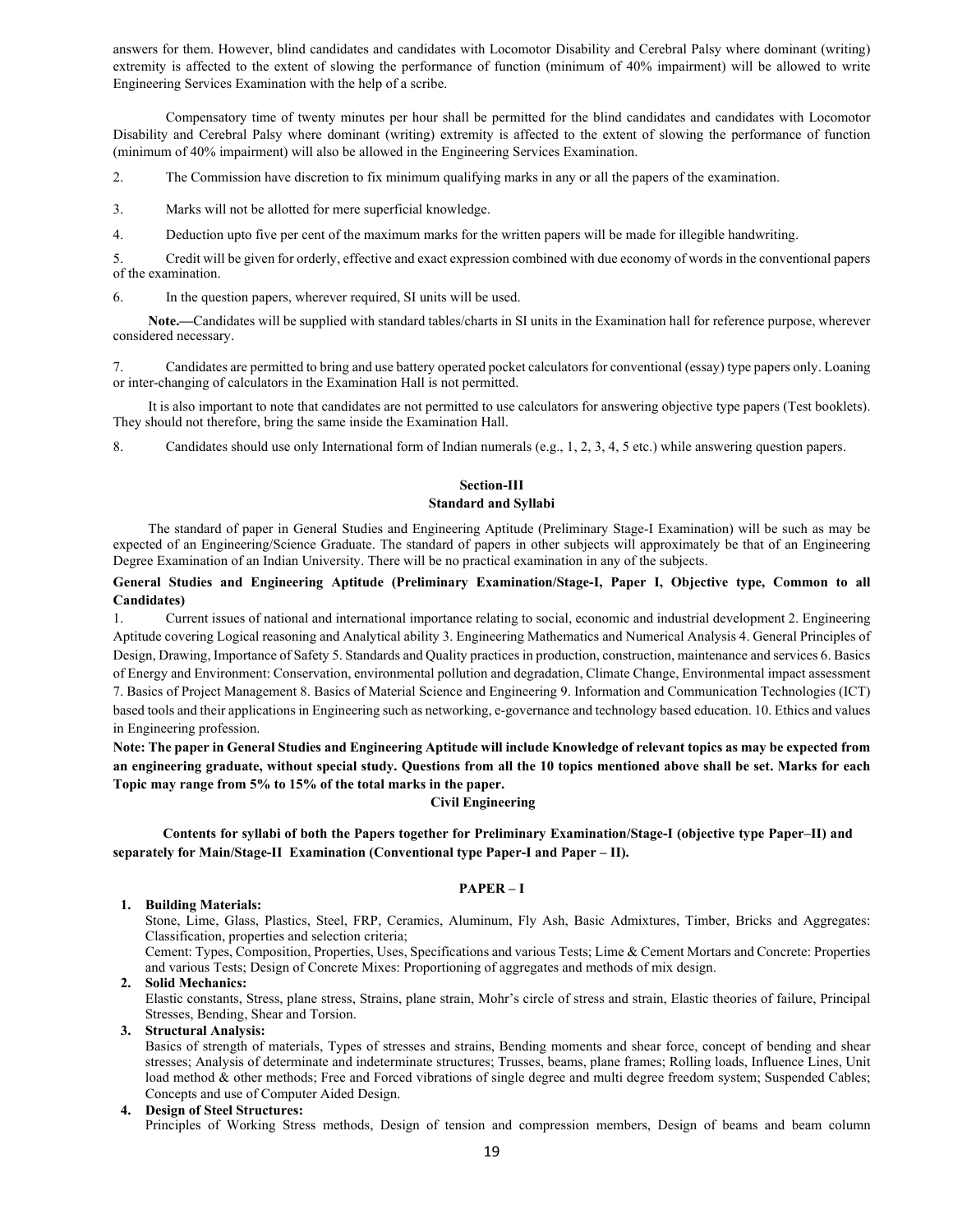answers for them. However, blind candidates and candidates with Locomotor Disability and Cerebral Palsy where dominant (writing) extremity is affected to the extent of slowing the performance of function (minimum of 40% impairment) will be allowed to write Engineering Services Examination with the help of a scribe.

Compensatory time of twenty minutes per hour shall be permitted for the blind candidates and candidates with Locomotor Disability and Cerebral Palsy where dominant (writing) extremity is affected to the extent of slowing the performance of function (minimum of 40% impairment) will also be allowed in the Engineering Services Examination.

2. The Commission have discretion to fix minimum qualifying marks in any or all the papers of the examination.

3. Marks will not be allotted for mere superficial knowledge.

4. Deduction upto five per cent of the maximum marks for the written papers will be made for illegible handwriting.

5. Credit will be given for orderly, effective and exact expression combined with due economy of words in the conventional papers of the examination.

6. In the question papers, wherever required, SI units will be used.

**Note.—**Candidates will be supplied with standard tables/charts in SI units in the Examination hall for reference purpose, wherever considered necessary.

7. Candidates are permitted to bring and use battery operated pocket calculators for conventional (essay) type papers only. Loaning or inter-changing of calculators in the Examination Hall is not permitted.

It is also important to note that candidates are not permitted to use calculators for answering objective type papers (Test booklets). They should not therefore, bring the same inside the Examination Hall.

8. Candidates should use only International form of Indian numerals (e.g., 1, 2, 3, 4, 5 etc.) while answering question papers.

## Section-III
## Standard and Syllabi

The standard of paper in General Studies and Engineering Aptitude (Preliminary Stage-I Examination) will be such as may be expected of an Engineering/Science Graduate. The standard of papers in other subjects will approximately be that of an Engineering Degree Examination of an Indian University. There will be no practical examination in any of the subjects.

**General Studies and Engineering Aptitude (Preliminary Examination/Stage-I, Paper I, Objective type, Common to all Candidates)**

1. Current issues of national and international importance relating to social, economic and industrial development 2. Engineering Aptitude covering Logical reasoning and Analytical ability 3. Engineering Mathematics and Numerical Analysis 4. General Principles of Design, Drawing, Importance of Safety 5. Standards and Quality practices in production, construction, maintenance and services 6. Basics of Energy and Environment: Conservation, environmental pollution and degradation, Climate Change, Environmental impact assessment 7. Basics of Project Management 8. Basics of Material Science and Engineering 9. Information and Communication Technologies (ICT) based tools and their applications in Engineering such as networking, e-governance and technology based education. 10. Ethics and values in Engineering profession.

**Note: The paper in General Studies and Engineering Aptitude will include Knowledge of relevant topics as may be expected from an engineering graduate, without special study. Questions from all the 10 topics mentioned above shall be set. Marks for each Topic may range from 5% to 15% of the total marks in the paper.**

### Civil Engineering

**Contents for syllabi of both the Papers together for Preliminary Examination/Stage-I (objective type Paper–II) and separately for Main/Stage-II Examination (Conventional type Paper-I and Paper – II).**

### PAPER – I

1. **Building Materials:**
   Stone, Lime, Glass, Plastics, Steel, FRP, Ceramics, Aluminum, Fly Ash, Basic Admixtures, Timber, Bricks and Aggregates: Classification, properties and selection criteria;
   Cement: Types, Composition, Properties, Uses, Specifications and various Tests; Lime & Cement Mortars and Concrete: Properties and various Tests; Design of Concrete Mixes: Proportioning of aggregates and methods of mix design.
2. **Solid Mechanics:**
   Elastic constants, Stress, plane stress, Strains, plane strain, Mohr's circle of stress and strain, Elastic theories of failure, Principal Stresses, Bending, Shear and Torsion.
3. **Structural Analysis:**
   Basics of strength of materials, Types of stresses and strains, Bending moments and shear force, concept of bending and shear stresses; Analysis of determinate and indeterminate structures; Trusses, beams, plane frames; Rolling loads, Influence Lines, Unit load method & other methods; Free and Forced vibrations of single degree and multi degree freedom system; Suspended Cables; Concepts and use of Computer Aided Design.
4. **Design of Steel Structures:**
   Principles of Working Stress methods, Design of tension and compression members, Design of beams and beam column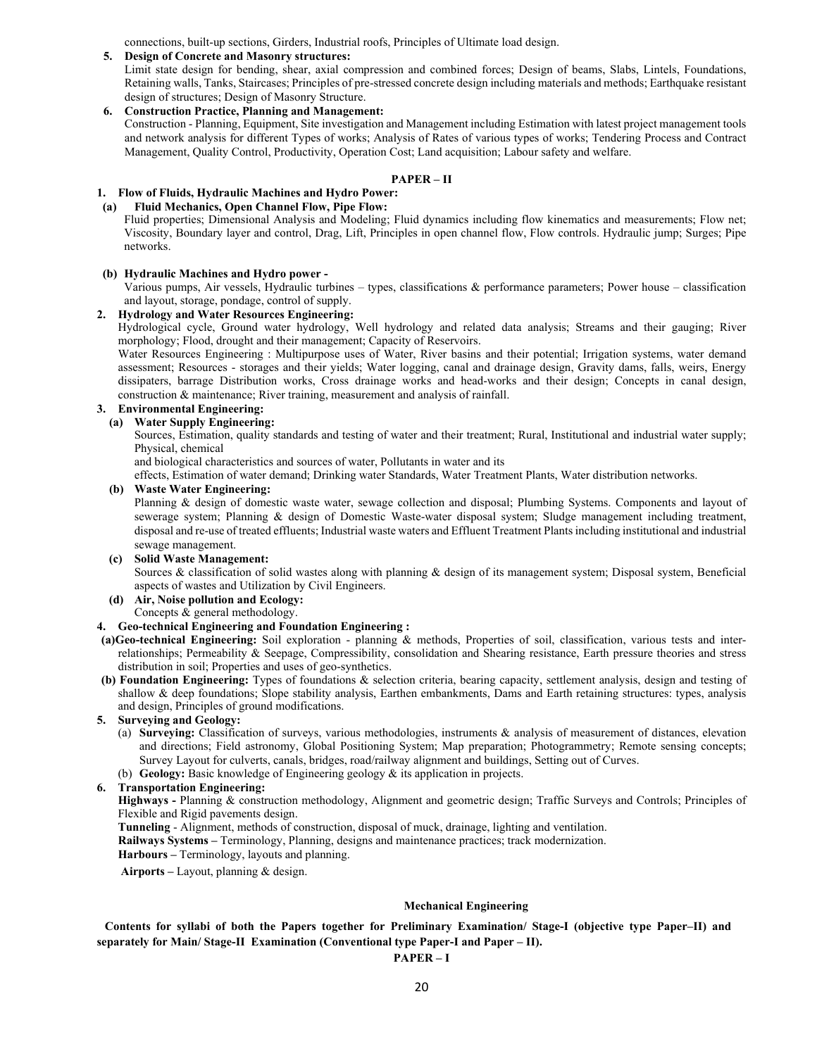connections, built-up sections, Girders, Industrial roofs, Principles of Ultimate load design.

**5. Design of Concrete and Masonry structures:**

Limit state design for bending, shear, axial compression and combined forces; Design of beams, Slabs, Lintels, Foundations, Retaining walls, Tanks, Staircases; Principles of pre-stressed concrete design including materials and methods; Earthquake resistant design of structures; Design of Masonry Structure.

**6. Construction Practice, Planning and Management:**

Construction - Planning, Equipment, Site investigation and Management including Estimation with latest project management tools and network analysis for different Types of works; Analysis of Rates of various types of works; Tendering Process and Contract Management, Quality Control, Productivity, Operation Cost; Land acquisition; Labour safety and welfare.

## PAPER – II

**1. Flow of Fluids, Hydraulic Machines and Hydro Power:**

**(a) Fluid Mechanics, Open Channel Flow, Pipe Flow:**

Fluid properties; Dimensional Analysis and Modeling; Fluid dynamics including flow kinematics and measurements; Flow net; Viscosity, Boundary layer and control, Drag, Lift, Principles in open channel flow, Flow controls. Hydraulic jump; Surges; Pipe networks.

**(b) Hydraulic Machines and Hydro power -**

Various pumps, Air vessels, Hydraulic turbines – types, classifications & performance parameters; Power house – classification and layout, storage, pondage, control of supply.

**2. Hydrology and Water Resources Engineering:**

Hydrological cycle, Ground water hydrology, Well hydrology and related data analysis; Streams and their gauging; River morphology; Flood, drought and their management; Capacity of Reservoirs.

Water Resources Engineering : Multipurpose uses of Water, River basins and their potential; Irrigation systems, water demand assessment; Resources - storages and their yields; Water logging, canal and drainage design, Gravity dams, falls, weirs, Energy dissipaters, barrage Distribution works, Cross drainage works and head-works and their design; Concepts in canal design, construction & maintenance; River training, measurement and analysis of rainfall.

**3. Environmental Engineering:**

**(a) Water Supply Engineering:**

Sources, Estimation, quality standards and testing of water and their treatment; Rural, Institutional and industrial water supply; Physical, chemical

and biological characteristics and sources of water, Pollutants in water and its

effects, Estimation of water demand; Drinking water Standards, Water Treatment Plants, Water distribution networks.

**(b) Waste Water Engineering:**

Planning & design of domestic waste water, sewage collection and disposal; Plumbing Systems. Components and layout of sewerage system; Planning & design of Domestic Waste-water disposal system; Sludge management including treatment, disposal and re-use of treated effluents; Industrial waste waters and Effluent Treatment Plants including institutional and industrial sewage management.

**(c) Solid Waste Management:**

Sources & classification of solid wastes along with planning & design of its management system; Disposal system, Beneficial aspects of wastes and Utilization by Civil Engineers.

**(d) Air, Noise pollution and Ecology:**

Concepts & general methodology.

**4. Geo-technical Engineering and Foundation Engineering :**

**(a)Geo-technical Engineering:** Soil exploration - planning & methods, Properties of soil, classification, various tests and inter-relationships; Permeability & Seepage, Compressibility, consolidation and Shearing resistance, Earth pressure theories and stress distribution in soil; Properties and uses of geo-synthetics.

**(b) Foundation Engineering:** Types of foundations & selection criteria, bearing capacity, settlement analysis, design and testing of shallow & deep foundations; Slope stability analysis, Earthen embankments, Dams and Earth retaining structures: types, analysis and design, Principles of ground modifications.

**5. Surveying and Geology:**

(a) **Surveying:** Classification of surveys, various methodologies, instruments & analysis of measurement of distances, elevation and directions; Field astronomy, Global Positioning System; Map preparation; Photogrammetry; Remote sensing concepts; Survey Layout for culverts, canals, bridges, road/railway alignment and buildings, Setting out of Curves.

(b) **Geology:** Basic knowledge of Engineering geology & its application in projects.

**6. Transportation Engineering:**

**Highways -** Planning & construction methodology, Alignment and geometric design; Traffic Surveys and Controls; Principles of Flexible and Rigid pavements design.

**Tunneling** - Alignment, methods of construction, disposal of muck, drainage, lighting and ventilation.

**Railways Systems –** Terminology, Planning, designs and maintenance practices; track modernization.

**Harbours –** Terminology, layouts and planning.

**Airports –** Layout, planning & design.

## Mechanical Engineering

**Contents for syllabi of both the Papers together for Preliminary Examination/ Stage-I (objective type Paper–II) and separately for Main/ Stage-II Examination (Conventional type Paper-I and Paper – II).**

## PAPER – I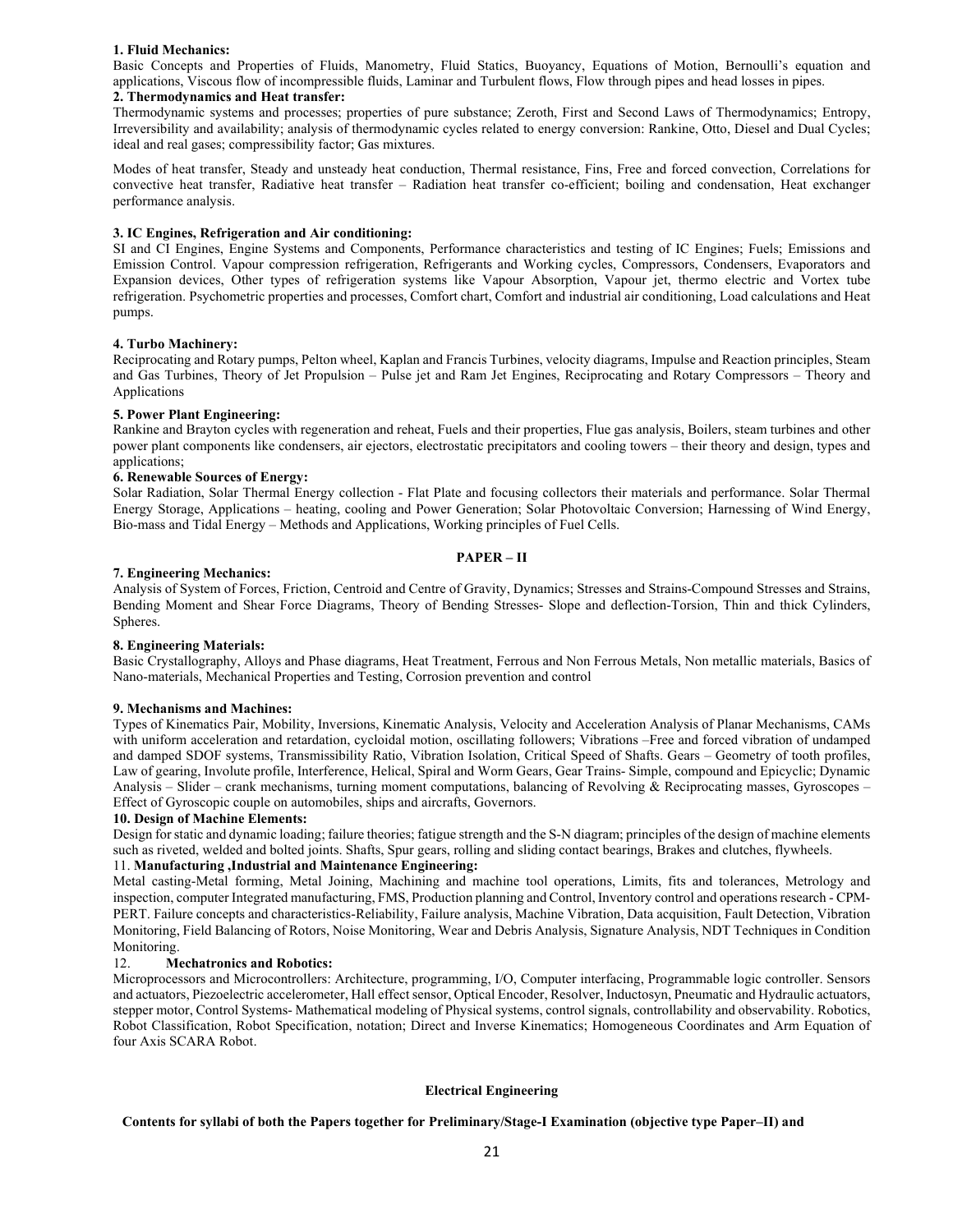**1. Fluid Mechanics:**

Basic Concepts and Properties of Fluids, Manometry, Fluid Statics, Buoyancy, Equations of Motion, Bernoulli's equation and applications, Viscous flow of incompressible fluids, Laminar and Turbulent flows, Flow through pipes and head losses in pipes.

**2. Thermodynamics and Heat transfer:**

Thermodynamic systems and processes; properties of pure substance; Zeroth, First and Second Laws of Thermodynamics; Entropy, Irreversibility and availability; analysis of thermodynamic cycles related to energy conversion: Rankine, Otto, Diesel and Dual Cycles; ideal and real gases; compressibility factor; Gas mixtures.

Modes of heat transfer, Steady and unsteady heat conduction, Thermal resistance, Fins, Free and forced convection, Correlations for convective heat transfer, Radiative heat transfer – Radiation heat transfer co-efficient; boiling and condensation, Heat exchanger performance analysis.

**3. IC Engines, Refrigeration and Air conditioning:**

SI and CI Engines, Engine Systems and Components, Performance characteristics and testing of IC Engines; Fuels; Emissions and Emission Control. Vapour compression refrigeration, Refrigerants and Working cycles, Compressors, Condensers, Evaporators and Expansion devices, Other types of refrigeration systems like Vapour Absorption, Vapour jet, thermo electric and Vortex tube refrigeration. Psychometric properties and processes, Comfort chart, Comfort and industrial air conditioning, Load calculations and Heat pumps.

**4. Turbo Machinery:**

Reciprocating and Rotary pumps, Pelton wheel, Kaplan and Francis Turbines, velocity diagrams, Impulse and Reaction principles, Steam and Gas Turbines, Theory of Jet Propulsion – Pulse jet and Ram Jet Engines, Reciprocating and Rotary Compressors – Theory and Applications

**5. Power Plant Engineering:**

Rankine and Brayton cycles with regeneration and reheat, Fuels and their properties, Flue gas analysis, Boilers, steam turbines and other power plant components like condensers, air ejectors, electrostatic precipitators and cooling towers – their theory and design, types and applications;

**6. Renewable Sources of Energy:**

Solar Radiation, Solar Thermal Energy collection - Flat Plate and focusing collectors their materials and performance. Solar Thermal Energy Storage, Applications – heating, cooling and Power Generation; Solar Photovoltaic Conversion; Harnessing of Wind Energy, Bio-mass and Tidal Energy – Methods and Applications, Working principles of Fuel Cells.

**PAPER – II**

**7. Engineering Mechanics:**

Analysis of System of Forces, Friction, Centroid and Centre of Gravity, Dynamics; Stresses and Strains-Compound Stresses and Strains, Bending Moment and Shear Force Diagrams, Theory of Bending Stresses- Slope and deflection-Torsion, Thin and thick Cylinders, Spheres.

**8. Engineering Materials:**

Basic Crystallography, Alloys and Phase diagrams, Heat Treatment, Ferrous and Non Ferrous Metals, Non metallic materials, Basics of Nano-materials, Mechanical Properties and Testing, Corrosion prevention and control

**9. Mechanisms and Machines:**

Types of Kinematics Pair, Mobility, Inversions, Kinematic Analysis, Velocity and Acceleration Analysis of Planar Mechanisms, CAMs with uniform acceleration and retardation, cycloidal motion, oscillating followers; Vibrations –Free and forced vibration of undamped and damped SDOF systems, Transmissibility Ratio, Vibration Isolation, Critical Speed of Shafts. Gears – Geometry of tooth profiles, Law of gearing, Involute profile, Interference, Helical, Spiral and Worm Gears, Gear Trains- Simple, compound and Epicyclic; Dynamic Analysis – Slider – crank mechanisms, turning moment computations, balancing of Revolving & Reciprocating masses, Gyroscopes –Effect of Gyroscopic couple on automobiles, ships and aircrafts, Governors.

**10. Design of Machine Elements:**

Design for static and dynamic loading; failure theories; fatigue strength and the S-N diagram; principles of the design of machine elements such as riveted, welded and bolted joints. Shafts, Spur gears, rolling and sliding contact bearings, Brakes and clutches, flywheels.

11. **Manufacturing ,Industrial and Maintenance Engineering:**

Metal casting-Metal forming, Metal Joining, Machining and machine tool operations, Limits, fits and tolerances, Metrology and inspection, computer Integrated manufacturing, FMS, Production planning and Control, Inventory control and operations research - CPM-PERT. Failure concepts and characteristics-Reliability, Failure analysis, Machine Vibration, Data acquisition, Fault Detection, Vibration Monitoring, Field Balancing of Rotors, Noise Monitoring, Wear and Debris Analysis, Signature Analysis, NDT Techniques in Condition Monitoring.

12. **Mechatronics and Robotics:**

Microprocessors and Microcontrollers: Architecture, programming, I/O, Computer interfacing, Programmable logic controller. Sensors and actuators, Piezoelectric accelerometer, Hall effect sensor, Optical Encoder, Resolver, Inductosyn, Pneumatic and Hydraulic actuators, stepper motor, Control Systems- Mathematical modeling of Physical systems, control signals, controllability and observability. Robotics, Robot Classification, Robot Specification, notation; Direct and Inverse Kinematics; Homogeneous Coordinates and Arm Equation of four Axis SCARA Robot.

**Electrical Engineering**

**Contents for syllabi of both the Papers together for Preliminary/Stage-I Examination (objective type Paper–II) and**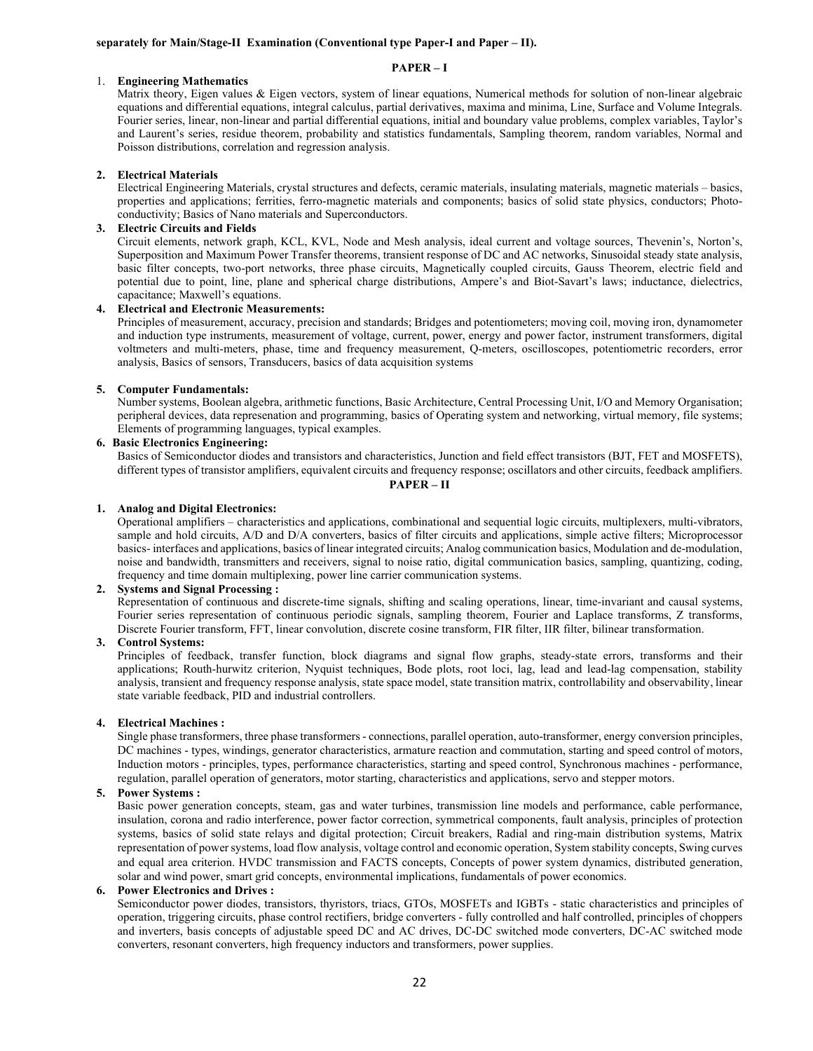**separately for Main/Stage-II Examination (Conventional type Paper-I and Paper – II).**

## PAPER – I

1. **Engineering Mathematics**

   Matrix theory, Eigen values & Eigen vectors, system of linear equations, Numerical methods for solution of non-linear algebraic equations and differential equations, integral calculus, partial derivatives, maxima and minima, Line, Surface and Volume Integrals. Fourier series, linear, non-linear and partial differential equations, initial and boundary value problems, complex variables, Taylor's and Laurent's series, residue theorem, probability and statistics fundamentals, Sampling theorem, random variables, Normal and Poisson distributions, correlation and regression analysis.

2. **Electrical Materials**

   Electrical Engineering Materials, crystal structures and defects, ceramic materials, insulating materials, magnetic materials – basics, properties and applications; ferrities, ferro-magnetic materials and components; basics of solid state physics, conductors; Photo-conductivity; Basics of Nano materials and Superconductors.

3. **Electric Circuits and Fields**

   Circuit elements, network graph, KCL, KVL, Node and Mesh analysis, ideal current and voltage sources, Thevenin's, Norton's, Superposition and Maximum Power Transfer theorems, transient response of DC and AC networks, Sinusoidal steady state analysis, basic filter concepts, two-port networks, three phase circuits, Magnetically coupled circuits, Gauss Theorem, electric field and potential due to point, line, plane and spherical charge distributions, Ampere's and Biot-Savart's laws; inductance, dielectrics, capacitance; Maxwell's equations.

4. **Electrical and Electronic Measurements:**

   Principles of measurement, accuracy, precision and standards; Bridges and potentiometers; moving coil, moving iron, dynamometer and induction type instruments, measurement of voltage, current, power, energy and power factor, instrument transformers, digital voltmeters and multi-meters, phase, time and frequency measurement, Q-meters, oscilloscopes, potentiometric recorders, error analysis, Basics of sensors, Transducers, basics of data acquisition systems

5. **Computer Fundamentals:**

   Number systems, Boolean algebra, arithmetic functions, Basic Architecture, Central Processing Unit, I/O and Memory Organisation; peripheral devices, data represenation and programming, basics of Operating system and networking, virtual memory, file systems; Elements of programming languages, typical examples.

6. **Basic Electronics Engineering:**

   Basics of Semiconductor diodes and transistors and characteristics, Junction and field effect transistors (BJT, FET and MOSFETS), different types of transistor amplifiers, equivalent circuits and frequency response; oscillators and other circuits, feedback amplifiers.

## PAPER – II

1. **Analog and Digital Electronics:**

   Operational amplifiers – characteristics and applications, combinational and sequential logic circuits, multiplexers, multi-vibrators, sample and hold circuits, A/D and D/A converters, basics of filter circuits and applications, simple active filters; Microprocessor basics- interfaces and applications, basics of linear integrated circuits; Analog communication basics, Modulation and de-modulation, noise and bandwidth, transmitters and receivers, signal to noise ratio, digital communication basics, sampling, quantizing, coding, frequency and time domain multiplexing, power line carrier communication systems.

2. **Systems and Signal Processing :**

   Representation of continuous and discrete-time signals, shifting and scaling operations, linear, time-invariant and causal systems, Fourier series representation of continuous periodic signals, sampling theorem, Fourier and Laplace transforms, Z transforms, Discrete Fourier transform, FFT, linear convolution, discrete cosine transform, FIR filter, IIR filter, bilinear transformation.

3. **Control Systems:**

   Principles of feedback, transfer function, block diagrams and signal flow graphs, steady-state errors, transforms and their applications; Routh-hurwitz criterion, Nyquist techniques, Bode plots, root loci, lag, lead and lead-lag compensation, stability analysis, transient and frequency response analysis, state space model, state transition matrix, controllability and observability, linear state variable feedback, PID and industrial controllers.

4. **Electrical Machines :**

   Single phase transformers, three phase transformers - connections, parallel operation, auto-transformer, energy conversion principles, DC machines - types, windings, generator characteristics, armature reaction and commutation, starting and speed control of motors, Induction motors - principles, types, performance characteristics, starting and speed control, Synchronous machines - performance, regulation, parallel operation of generators, motor starting, characteristics and applications, servo and stepper motors.

5. **Power Systems :**

   Basic power generation concepts, steam, gas and water turbines, transmission line models and performance, cable performance, insulation, corona and radio interference, power factor correction, symmetrical components, fault analysis, principles of protection systems, basics of solid state relays and digital protection; Circuit breakers, Radial and ring-main distribution systems, Matrix representation of power systems, load flow analysis, voltage control and economic operation, System stability concepts, Swing curves and equal area criterion. HVDC transmission and FACTS concepts, Concepts of power system dynamics, distributed generation, solar and wind power, smart grid concepts, environmental implications, fundamentals of power economics.

6. **Power Electronics and Drives :**

   Semiconductor power diodes, transistors, thyristors, triacs, GTOs, MOSFETs and IGBTs - static characteristics and principles of operation, triggering circuits, phase control rectifiers, bridge converters - fully controlled and half controlled, principles of choppers and inverters, basis concepts of adjustable speed DC and AC drives, DC-DC switched mode converters, DC-AC switched mode converters, resonant converters, high frequency inductors and transformers, power supplies.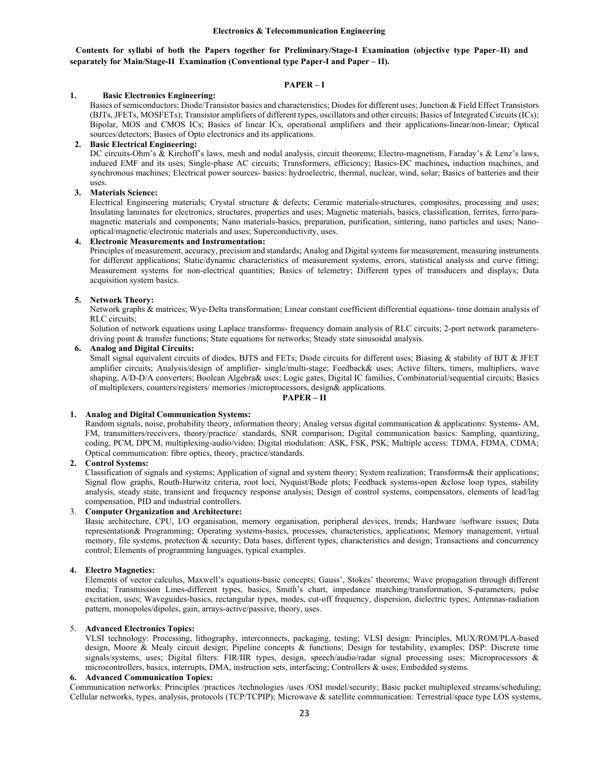## Electronics & Telecommunication Engineering

**Contents for syllabi of both the Papers together for Preliminary/Stage-I Examination (objective type Paper–II) and separately for Main/Stage-II Examination (Conventional type Paper-I and Paper – II).**

### PAPER – I

**1. Basic Electronics Engineering:**

Basics of semiconductors; Diode/Transistor basics and characteristics; Diodes for different uses; Junction & Field Effect Transistors (BJTs, JFETs, MOSFETs); Transistor amplifiers of different types, oscillators and other circuits; Basics of Integrated Circuits (ICs); Bipolar, MOS and CMOS ICs; Basics of linear ICs, operational amplifiers and their applications-linear/non-linear; Optical sources/detectors; Basics of Opto electronics and its applications.

**2. Basic Electrical Engineering:**

DC circuits-Ohm's & Kirchoff's laws, mesh and nodal analysis, circuit theorems; Electro-magnetism, Faraday's & Lenz's laws, induced EMF and its uses; Single-phase AC circuits; Transformers, efficiency; Basics-DC machines**,** induction machines, and synchronous machines; Electrical power sources- basics: hydroelectric, thermal, nuclear, wind, solar; Basics of batteries and their uses.

**3. Materials Science:**

Electrical Engineering materials; Crystal structure & defects; Ceramic materials-structures, composites, processing and uses; Insulating laminates for electronics, structures, properties and uses; Magnetic materials, basics, classification, ferrites, ferro/para-magnetic materials and components; Nano materials-basics, preparation, purification, sintering, nano particles and uses; Nano-optical/magnetic/electronic materials and uses; Superconductivity, uses.

**4. Electronic Measurements and Instrumentation:**

Principles of measurement, accuracy, precision and standards; Analog and Digital systems for measurement, measuring instruments for different applications; Static/dynamic characteristics of measurement systems, errors, statistical analysis and curve fitting; Measurement systems for non-electrical quantities; Basics of telemetry; Different types of transducers and displays; Data acquisition system basics.

**5. Network Theory:**

Network graphs & matrices; Wye-Delta transformation; Linear constant coefficient differential equations- time domain analysis of RLC circuits;

Solution of network equations using Laplace transforms- frequency domain analysis of RLC circuits; 2-port network parameters-driving point & transfer functions; State equations for networks; Steady state sinusoidal analysis.

**6. Analog and Digital Circuits:**

Small signal equivalent circuits of diodes, BJTS and FETs; Diode circuits for different uses; Biasing & stability of BJT & JFET amplifier circuits; Analysis/design of amplifier- single/multi-stage; Feedback& uses; Active filters, timers, multipliers, wave shaping, A/D-D/A converters; Boolean Algebra& uses; Logic gates, Digital IC families, Combinatorial/sequential circuits; Basics of multiplexers, counters/registers/ memories /microprocessors, design& applications.

### PAPER – II

**1. Analog and Digital Communication Systems:**

Random signals, noise, probability theory, information theory; Analog versus digital communication & applications: Systems- AM, FM, transmitters/receivers, theory/practice/ standards, SNR comparison; Digital communication basics: Sampling, quantizing, coding, PCM, DPCM, multiplexing-audio/video; Digital modulation: ASK, FSK, PSK; Multiple access: TDMA, FDMA, CDMA; Optical communication: fibre optics, theory, practice/standards.

**2. Control Systems:**

Classification of signals and systems; Application of signal and system theory; System realization; Transforms& their applications; Signal flow graphs, Routh-Hurwitz criteria, root loci, Nyquist/Bode plots; Feedback systems-open &close loop types, stability analysis, steady state, transient and frequency response analysis; Design of control systems, compensators, elements of lead/lag compensation, PID and industrial controllers.

3. **Computer Organization and Architecture:**

Basic architecture, CPU, I/O organisation, memory organisation, peripheral devices, trends; Hardware /software issues; Data representation& Programming; Operating systems-basics, processes, characteristics, applications; Memory management, virtual memory, file systems, protection & security; Data bases, different types, characteristics and design; Transactions and concurrency control; Elements of programming languages, typical examples.

**4. Electro Magnetics:**

Elements of vector calculus, Maxwell's equations-basic concepts; Gauss', Stokes' theorems; Wave propagation through different media; Transmission Lines-different types, basics, Smith's chart, impedance matching/transformation, S-parameters, pulse excitation, uses; Waveguides-basics, rectangular types, modes, cut-off frequency, dispersion, dielectric types; Antennas-radiation pattern, monopoles/dipoles, gain, arrays-active/passive, theory, uses.

5. **Advanced Electronics Topics:**

VLSI technology: Processing, lithography, interconnects, packaging, testing; VLSI design: Principles, MUX/ROM/PLA-based design, Moore & Mealy circuit design; Pipeline concepts & functions; Design for testability, examples; DSP: Discrete time signals/systems, uses; Digital filters: FIR/IIR types, design, speech/audio/radar signal processing uses; Microprocessors & microcontrollers, basics, interrupts, DMA, instruction sets, interfacing; Controllers & uses; Embedded systems.

**6. Advanced Communication Topics:**

Communication networks: Principles /practices /technologies /uses /OSI model/security; Basic packet multiplexed streams/scheduling; Cellular networks, types, analysis, protocols (TCP/TCPIP); Microwave & satellite communication: Terrestrial/space type LOS systems,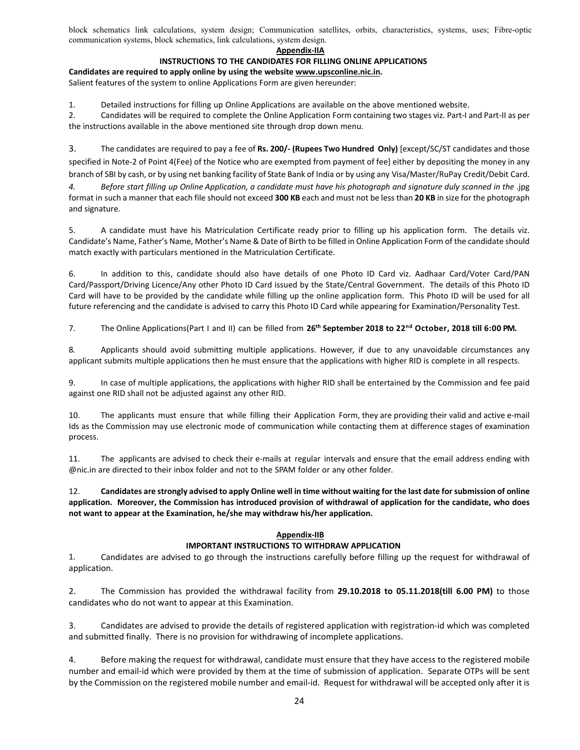block schematics link calculations, system design; Communication satellites, orbits, characteristics, systems, uses; Fibre-optic communication systems, block schematics, link calculations, system design.

## Appendix-IIA

### INSTRUCTIONS TO THE CANDIDATES FOR FILLING ONLINE APPLICATIONS

**Candidates are required to apply online by using the website www.upsconline.nic.in.**

Salient features of the system to online Applications Form are given hereunder:

1. Detailed instructions for filling up Online Applications are available on the above mentioned website.
2. Candidates will be required to complete the Online Application Form containing two stages viz. Part-I and Part-II as per the instructions available in the above mentioned site through drop down menu.
3. The candidates are required to pay a fee of **Rs. 200/- (Rupees Two Hundred Only)** [except/SC/ST candidates and those specified in Note-2 of Point 4(Fee) of the Notice who are exempted from payment of fee] either by depositing the money in any branch of SBI by cash, or by using net banking facility of State Bank of India or by using any Visa/Master/RuPay Credit/Debit Card.
4. *Before start filling up Online Application, a candidate must have his photograph and signature duly scanned in the* .jpg format in such a manner that each file should not exceed **300 KB** each and must not be less than **20 KB** in size for the photograph and signature.
5. A candidate must have his Matriculation Certificate ready prior to filling up his application form. The details viz. Candidate's Name, Father's Name, Mother's Name & Date of Birth to be filled in Online Application Form of the candidate should match exactly with particulars mentioned in the Matriculation Certificate.
6. In addition to this, candidate should also have details of one Photo ID Card viz. Aadhaar Card/Voter Card/PAN Card/Passport/Driving Licence/Any other Photo ID Card issued by the State/Central Government. The details of this Photo ID Card will have to be provided by the candidate while filling up the online application form. This Photo ID will be used for all future referencing and the candidate is advised to carry this Photo ID Card while appearing for Examination/Personality Test.
7. The Online Applications(Part I and II) can be filled from **26th September 2018 to 22nd October, 2018 till 6:00 PM.**
8. Applicants should avoid submitting multiple applications. However, if due to any unavoidable circumstances any applicant submits multiple applications then he must ensure that the applications with higher RID is complete in all respects.
9. In case of multiple applications, the applications with higher RID shall be entertained by the Commission and fee paid against one RID shall not be adjusted against any other RID.
10. The applicants must ensure that while filling their Application Form, they are providing their valid and active e-mail Ids as the Commission may use electronic mode of communication while contacting them at difference stages of examination process.
11. The applicants are advised to check their e-mails at regular intervals and ensure that the email address ending with @nic.in are directed to their inbox folder and not to the SPAM folder or any other folder.
12. **Candidates are strongly advised to apply Online well in time without waiting for the last date for submission of online application. Moreover, the Commission has introduced provision of withdrawal of application for the candidate, who does not want to appear at the Examination, he/she may withdraw his/her application.**

## Appendix-IIB

### IMPORTANT INSTRUCTIONS TO WITHDRAW APPLICATION

1. Candidates are advised to go through the instructions carefully before filling up the request for withdrawal of application.
2. The Commission has provided the withdrawal facility from **29.10.2018 to 05.11.2018(till 6.00 PM)** to those candidates who do not want to appear at this Examination.
3. Candidates are advised to provide the details of registered application with registration-id which was completed and submitted finally. There is no provision for withdrawing of incomplete applications.
4. Before making the request for withdrawal, candidate must ensure that they have access to the registered mobile number and email-id which were provided by them at the time of submission of application. Separate OTPs will be sent by the Commission on the registered mobile number and email-id. Request for withdrawal will be accepted only after it is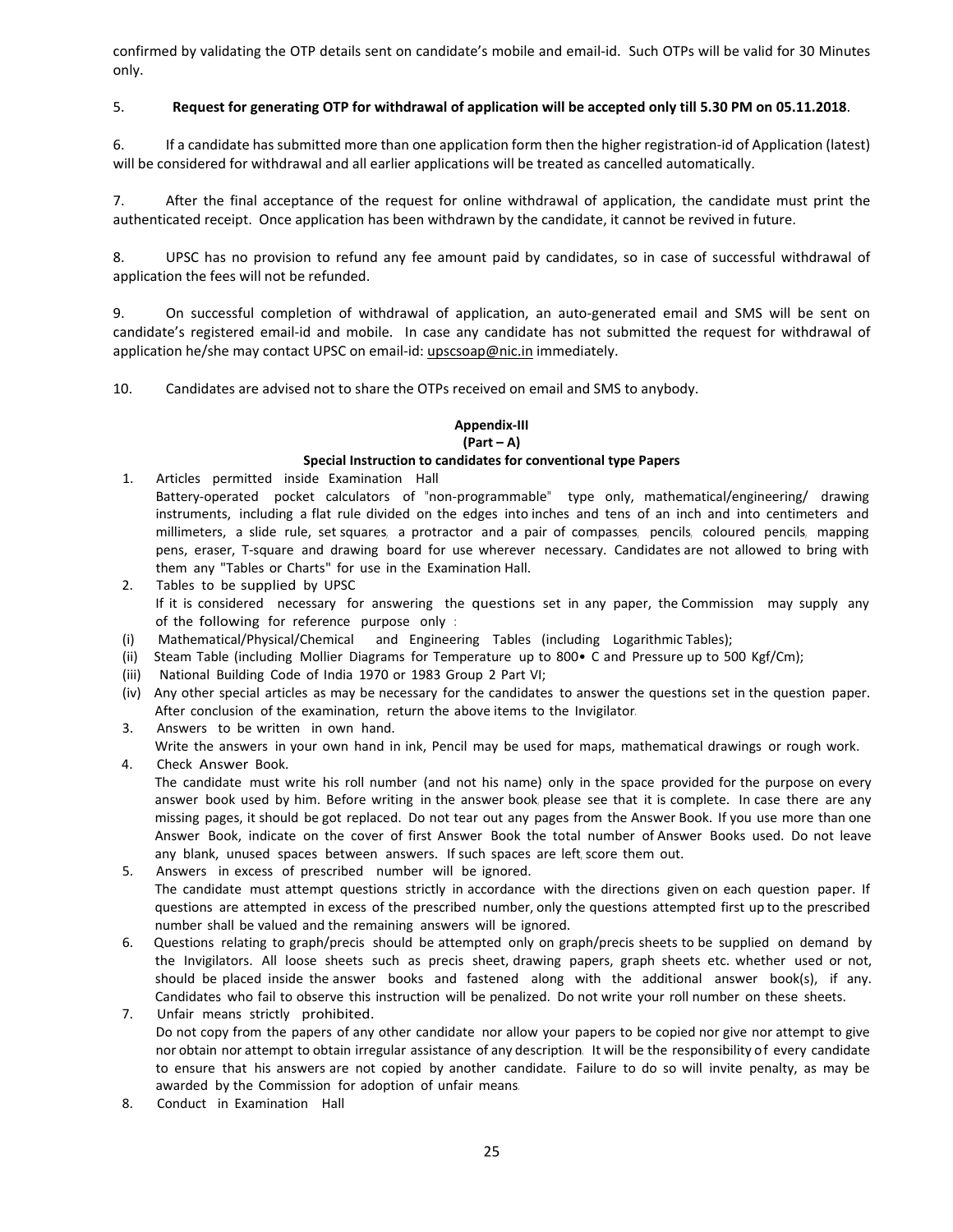confirmed by validating the OTP details sent on candidate's mobile and email-id. Such OTPs will be valid for 30 Minutes only.

5. **Request for generating OTP for withdrawal of application will be accepted only till 5.30 PM on 05.11.2018**.

6. If a candidate has submitted more than one application form then the higher registration-id of Application (latest) will be considered for withdrawal and all earlier applications will be treated as cancelled automatically.

7. After the final acceptance of the request for online withdrawal of application, the candidate must print the authenticated receipt. Once application has been withdrawn by the candidate, it cannot be revived in future.

8. UPSC has no provision to refund any fee amount paid by candidates, so in case of successful withdrawal of application the fees will not be refunded.

9. On successful completion of withdrawal of application, an auto-generated email and SMS will be sent on candidate's registered email-id and mobile. In case any candidate has not submitted the request for withdrawal of application he/she may contact UPSC on email-id: upscsoap@nic.in immediately.

10. Candidates are advised not to share the OTPs received on email and SMS to anybody.

**Appendix-III**

**(Part – A)**

**Special Instruction to candidates for conventional type Papers**

1. Articles permitted inside Examination Hall
   Battery-operated pocket calculators of "non-programmable" type only, mathematical/engineering/ drawing instruments, including a flat rule divided on the edges into inches and tens of an inch and into centimeters and millimeters, a slide rule, set squares, a protractor and a pair of compasses, pencils, coloured pencils, mapping pens, eraser, T-square and drawing board for use wherever necessary. Candidates are not allowed to bring with them any "Tables or Charts" for use in the Examination Hall.
2. Tables to be supplied by UPSC
   If it is considered necessary for answering the questions set in any paper, the Commission may supply any of the following for reference purpose only :
   (i) Mathematical/Physical/Chemical and Engineering Tables (including Logarithmic Tables);
   (ii) Steam Table (including Mollier Diagrams for Temperature up to 800• C and Pressure up to 500 Kgf/Cm);
   (iii) National Building Code of India 1970 or 1983 Group 2 Part VI;
   (iv) Any other special articles as may be necessary for the candidates to answer the questions set in the question paper. After conclusion of the examination, return the above items to the Invigilator.
3. Answers to be written in own hand.
   Write the answers in your own hand in ink, Pencil may be used for maps, mathematical drawings or rough work.
4. Check Answer Book.
   The candidate must write his roll number (and not his name) only in the space provided for the purpose on every answer book used by him. Before writing in the answer book, please see that it is complete. In case there are any missing pages, it should be got replaced. Do not tear out any pages from the Answer Book. If you use more than one Answer Book, indicate on the cover of first Answer Book the total number of Answer Books used. Do not leave any blank, unused spaces between answers. If such spaces are left, score them out.
5. Answers in excess of prescribed number will be ignored.
   The candidate must attempt questions strictly in accordance with the directions given on each question paper. If questions are attempted in excess of the prescribed number, only the questions attempted first up to the prescribed number shall be valued and the remaining answers will be ignored.
6. Questions relating to graph/precis should be attempted only on graph/precis sheets to be supplied on demand by the Invigilators. All loose sheets such as precis sheet, drawing papers, graph sheets etc. whether used or not, should be placed inside the answer books and fastened along with the additional answer book(s), if any. Candidates who fail to observe this instruction will be penalized. Do not write your roll number on these sheets.
7. Unfair means strictly prohibited.
   Do not copy from the papers of any other candidate nor allow your papers to be copied nor give nor attempt to give nor obtain nor attempt to obtain irregular assistance of any description. It will be the responsibility of every candidate to ensure that his answers are not copied by another candidate. Failure to do so will invite penalty, as may be awarded by the Commission for adoption of unfair means.
8. Conduct in Examination Hall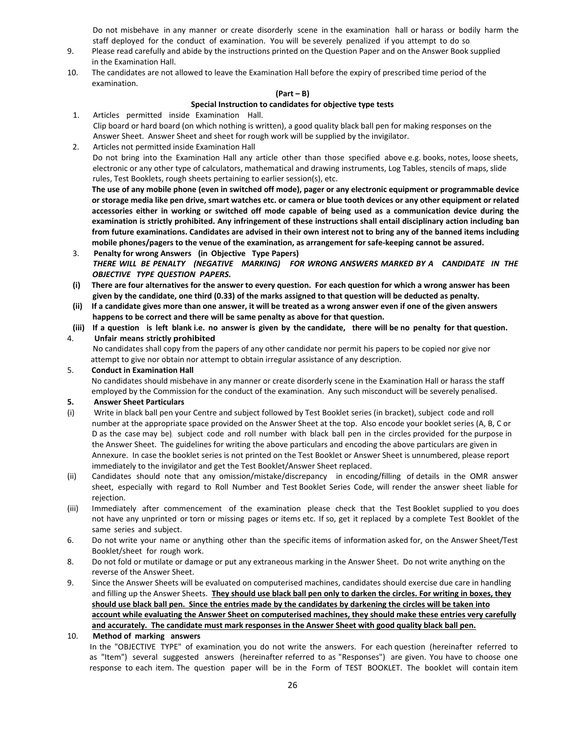Do not misbehave in any manner or create disorderly scene in the examination hall or harass or bodily harm the staff deployed for the conduct of examination. You will be severely penalized if you attempt to do so.

9. Please read carefully and abide by the instructions printed on the Question Paper and on the Answer Book supplied in the Examination Hall.
10. The candidates are not allowed to leave the Examination Hall before the expiry of prescribed time period of the examination.

**(Part – B)**

**Special Instruction to candidates for objective type tests**

1. Articles permitted inside Examination Hall.
   Clip board or hard board (on which nothing is written), a good quality black ball pen for making responses on the Answer Sheet. Answer Sheet and sheet for rough work will be supplied by the invigilator.
2. Articles not permitted inside Examination Hall
   Do not bring into the Examination Hall any article other than those specified above e.g. books, notes, loose sheets, electronic or any other type of calculators, mathematical and drawing instruments, Log Tables, stencils of maps, slide rules, Test Booklets, rough sheets pertaining to earlier session(s), etc.
   **The use of any mobile phone (even in switched off mode), pager or any electronic equipment or programmable device or storage media like pen drive, smart watches etc. or camera or blue tooth devices or any other equipment or related accessories either in working or switched off mode capable of being used as a communication device during the examination is strictly prohibited. Any infringement of these instructions shall entail disciplinary action including ban from future examinations. Candidates are advised in their own interest not to bring any of the banned items including mobile phones/pagers to the venue of the examination, as arrangement for safe-keeping cannot be assured.**
3. **Penalty for wrong Answers (in Objective Type Papers)**
   ***THERE WILL BE PENALTY (NEGATIVE MARKING) FOR WRONG ANSWERS MARKED BY A CANDIDATE IN THE OBJECTIVE TYPE QUESTION PAPERS.***

**(i) There are four alternatives for the answer to every question. For each question for which a wrong answer has been given by the candidate, one third (0.33) of the marks assigned to that question will be deducted as penalty.**

**(ii) If a candidate gives more than one answer, it will be treated as a wrong answer even if one of the given answers happens to be correct and there will be same penalty as above for that question.**

**(iii) If a question is left blank i.e. no answer is given by the candidate, there will be no penalty for that question.**

4. **Unfair means strictly prohibited**
   No candidates shall copy from the papers of any other candidate nor permit his papers to be copied nor give nor attempt to give nor obtain nor attempt to obtain irregular assistance of any description.
5. **Conduct in Examination Hall**
   No candidates should misbehave in any manner or create disorderly scene in the Examination Hall or harass the staff employed by the Commission for the conduct of the examination. Any such misconduct will be severely penalised.

**5. Answer Sheet Particulars**

(i) Write in black ball pen your Centre and subject followed by Test Booklet series (in bracket), subject code and roll number at the appropriate space provided on the Answer Sheet at the top. Also encode your booklet series (A, B, C or D as the case may be), subject code and roll number with black ball pen in the circles provided for the purpose in the Answer Sheet. The guidelines for writing the above particulars and encoding the above particulars are given in Annexure. In case the booklet series is not printed on the Test Booklet or Answer Sheet is unnumbered, please report immediately to the invigilator and get the Test Booklet/Answer Sheet replaced.

(ii) Candidates should note that any omission/mistake/discrepancy in encoding/filling of details in the OMR answer sheet, especially with regard to Roll Number and Test Booklet Series Code, will render the answer sheet liable for rejection.

(iii) Immediately after commencement of the examination please check that the Test Booklet supplied to you does not have any unprinted or torn or missing pages or items etc. If so, get it replaced by a complete Test Booklet of the same series and subject.

6. Do not write your name or anything other than the specific items of information asked for, on the Answer Sheet/Test Booklet/sheet for rough work.
8. Do not fold or mutilate or damage or put any extraneous marking in the Answer Sheet. Do not write anything on the reverse of the Answer Sheet.
9. Since the Answer Sheets will be evaluated on computerised machines, candidates should exercise due care in handling and filling up the Answer Sheets. **<u>They should use black ball pen only to darken the circles. For writing in boxes, they should use black ball pen. Since the entries made by the candidates by darkening the circles will be taken into account while evaluating the Answer Sheet on computerised machines, they should make these entries very carefully and accurately. The candidate must mark responses in the Answer Sheet with good quality black ball pen.</u>**
10. **Method of marking answers**
    In the "OBJECTIVE TYPE" of examination, you do not write the answers. For each question (hereinafter referred to as "Item") several suggested answers (hereinafter referred to as "Responses") are given. You have to choose one response to each item. The question paper will be in the Form of TEST BOOKLET. The booklet will contain item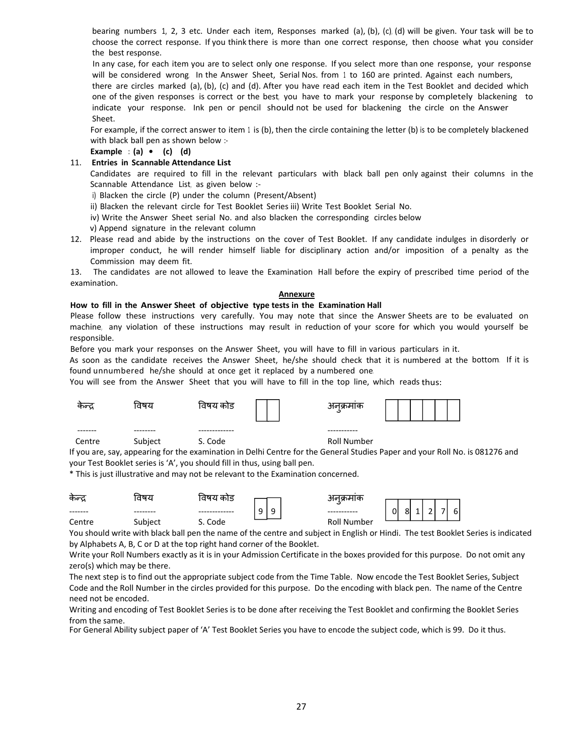bearing numbers 1, 2, 3 etc. Under each item, Responses marked (a), (b), (c), (d) will be given. Your task will be to choose the correct response. If you think there is more than one correct response, then choose what you consider the best response.

In any case, for each item you are to select only one response. If you select more than one response, your response will be considered wrong. In the Answer Sheet, Serial Nos. from 1 to 160 are printed. Against each numbers, there are circles marked (a), (b), (c) and (d). After you have read each item in the Test Booklet and decided which one of the given responses is correct or the best, you have to mark your response by completely blackening to indicate your response. Ink pen or pencil should not be used for blackening the circle on the Answer Sheet.

For example, if the correct answer to item 1 is (b), then the circle containing the letter (b) is to be completely blackened with black ball pen as shown below :-

**Example : (a) • (c) (d)**

11. **Entries in Scannable Attendance List**

    Candidates are required to fill in the relevant particulars with black ball pen only against their columns in the Scannable Attendance List, as given below :-

    i) Blacken the circle (P) under the column (Present/Absent)

    ii) Blacken the relevant circle for Test Booklet Series iii) Write Test Booklet Serial No.

    iv) Write the Answer Sheet serial No. and also blacken the corresponding circles below

    v) Append signature in the relevant column

12. Please read and abide by the instructions on the cover of Test Booklet. If any candidate indulges in disorderly or improper conduct, he will render himself liable for disciplinary action and/or imposition of a penalty as the Commission may deem fit.

13. The candidates are not allowed to leave the Examination Hall before the expiry of prescribed time period of the examination.

## Annexure

**How to fill in the Answer Sheet of objective type tests in the Examination Hall**

Please follow these instructions very carefully. You may note that since the Answer Sheets are to be evaluated on machine, any violation of these instructions may result in reduction of your score for which you would yourself be responsible.

Before you mark your responses on the Answer Sheet, you will have to fill in various particulars in it.

As soon as the candidate receives the Answer Sheet, he/she should check that it is numbered at the bottom. If it is found unnumbered he/she should at once get it replaced by a numbered one.

You will see from the Answer Sheet that you will have to fill in the top line, which reads thus:

| केन्द्र | विषय | विषय कोड | | | अनुक्रमांक | | | | | | |
|---|---|---|---|---|---|---|---|---|---|---|---|
| ------- | -------- | ------------- | | | ----------- | | | | | | |
| Centre | Subject | S. Code | | | Roll Number | | | | | | |

If you are, say, appearing for the examination in Delhi Centre for the General Studies Paper and your Roll No. is 081276 and your Test Booklet series is 'A', you should fill in thus, using ball pen.

\* This is just illustrative and may not be relevant to the Examination concerned.

| केन्द्र | विषय | विषय कोड | | | अनुक्रमांक | | | | | | |
|---|---|---|---|---|---|---|---|---|---|---|---|
| ------- | -------- | ------------- | 9 | 9 | ----------- | 0 | 8 | 1 | 2 | 7 | 6 |
| Centre | Subject | S. Code | | | Roll Number | | | | | | |

You should write with black ball pen the name of the centre and subject in English or Hindi. The test Booklet Series is indicated by Alphabets A, B, C or D at the top right hand corner of the Booklet.

Write your Roll Numbers exactly as it is in your Admission Certificate in the boxes provided for this purpose. Do not omit any zero(s) which may be there.

The next step is to find out the appropriate subject code from the Time Table. Now encode the Test Booklet Series, Subject Code and the Roll Number in the circles provided for this purpose. Do the encoding with black pen. The name of the Centre need not be encoded.

Writing and encoding of Test Booklet Series is to be done after receiving the Test Booklet and confirming the Booklet Series from the same.

For General Ability subject paper of 'A' Test Booklet Series you have to encode the subject code, which is 99. Do it thus.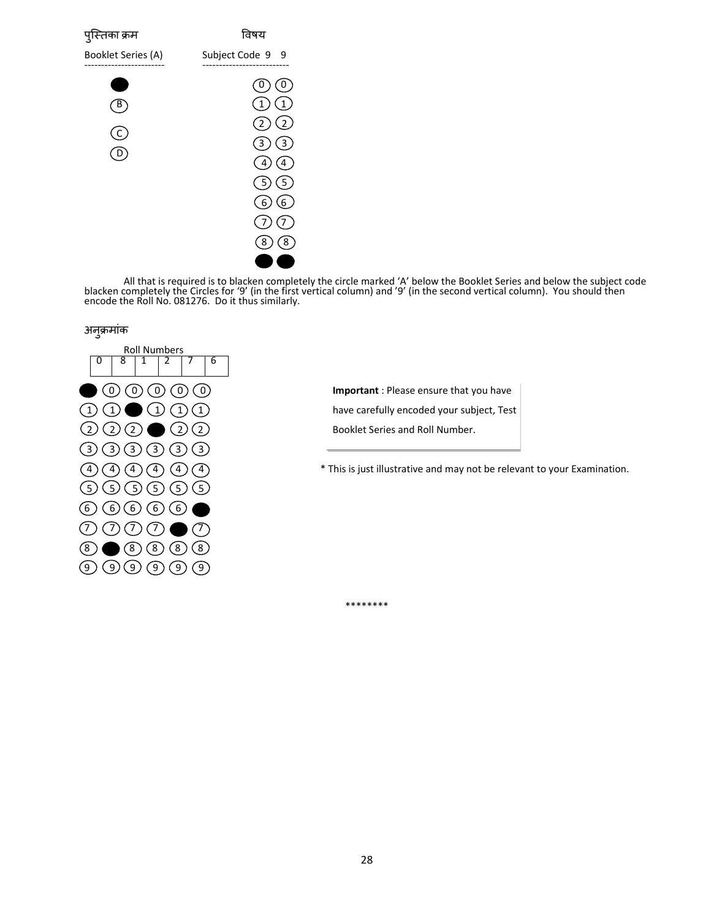पुस्तिका क्रम

Booklet Series (A)

विषय

Subject Code 9 9

All that is required is to blacken completely the circle marked 'A' below the Booklet Series and below the subject code blacken completely the Circles for '9' (in the first vertical column) and '9' (in the second vertical column). You should then encode the Roll No. 081276. Do it thus similarly.

अनुक्रमांक

Roll Numbers

| 0 | 8 | 1 | 2 | 7 | 6 |
|---|---|---|---|---|---|

**Important** : Please ensure that you have have carefully encoded your subject, Test Booklet Series and Roll Number.

* This is just illustrative and may not be relevant to your Examination.

********